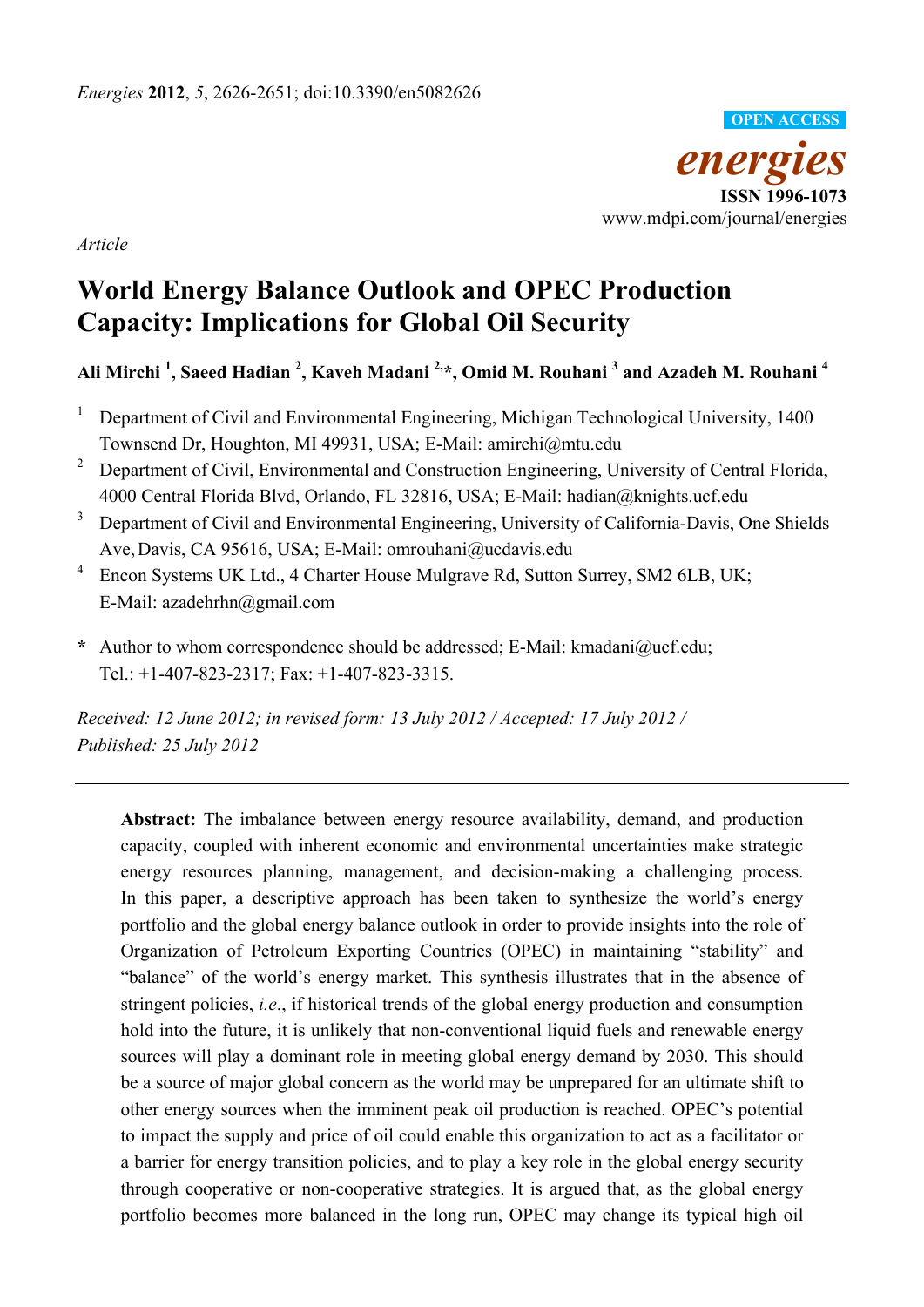*Article*

# World Energy Balance Outlook and OPEC Production Capacity: Implications for Global Oil Security

**Ali Mirchi [1], Saeed Hadian [2], Kaveh Madani [2,*], Omid M. Rouhani [3] and Azadeh M. Rouhani [4]**

[1] Department of Civil and Environmental Engineering, Michigan Technological University, 1400 Townsend Dr, Houghton, MI 49931, USA; E-Mail: amirchi@mtu.edu

[2] Department of Civil, Environmental and Construction Engineering, University of Central Florida, 4000 Central Florida Blvd, Orlando, FL 32816, USA; E-Mail: hadian@knights.ucf.edu

[3] Department of Civil and Environmental Engineering, University of California-Davis, One Shields Ave, Davis, CA 95616, USA; E-Mail: omrouhani@ucdavis.edu

[4] Encon Systems UK Ltd., 4 Charter House Mulgrave Rd, Sutton Surrey, SM2 6LB, UK; E-Mail: azadehrhn@gmail.com

**\*** Author to whom correspondence should be addressed; E-Mail: kmadani@ucf.edu; Tel.: +1-407-823-2317; Fax: +1-407-823-3315.

*Received: 12 June 2012; in revised form: 13 July 2012 / Accepted: 17 July 2012 / Published: 25 July 2012*

---

**Abstract:** The imbalance between energy resource availability, demand, and production capacity, coupled with inherent economic and environmental uncertainties make strategic energy resources planning, management, and decision-making a challenging process. In this paper, a descriptive approach has been taken to synthesize the world's energy portfolio and the global energy balance outlook in order to provide insights into the role of Organization of Petroleum Exporting Countries (OPEC) in maintaining "stability" and "balance" of the world's energy market. This synthesis illustrates that in the absence of stringent policies, *i.e.*, if historical trends of the global energy production and consumption hold into the future, it is unlikely that non-conventional liquid fuels and renewable energy sources will play a dominant role in meeting global energy demand by 2030. This should be a source of major global concern as the world may be unprepared for an ultimate shift to other energy sources when the imminent peak oil production is reached. OPEC's potential to impact the supply and price of oil could enable this organization to act as a facilitator or a barrier for energy transition policies, and to play a key role in the global energy security through cooperative or non-cooperative strategies. It is argued that, as the global energy portfolio becomes more balanced in the long run, OPEC may change its typical high oil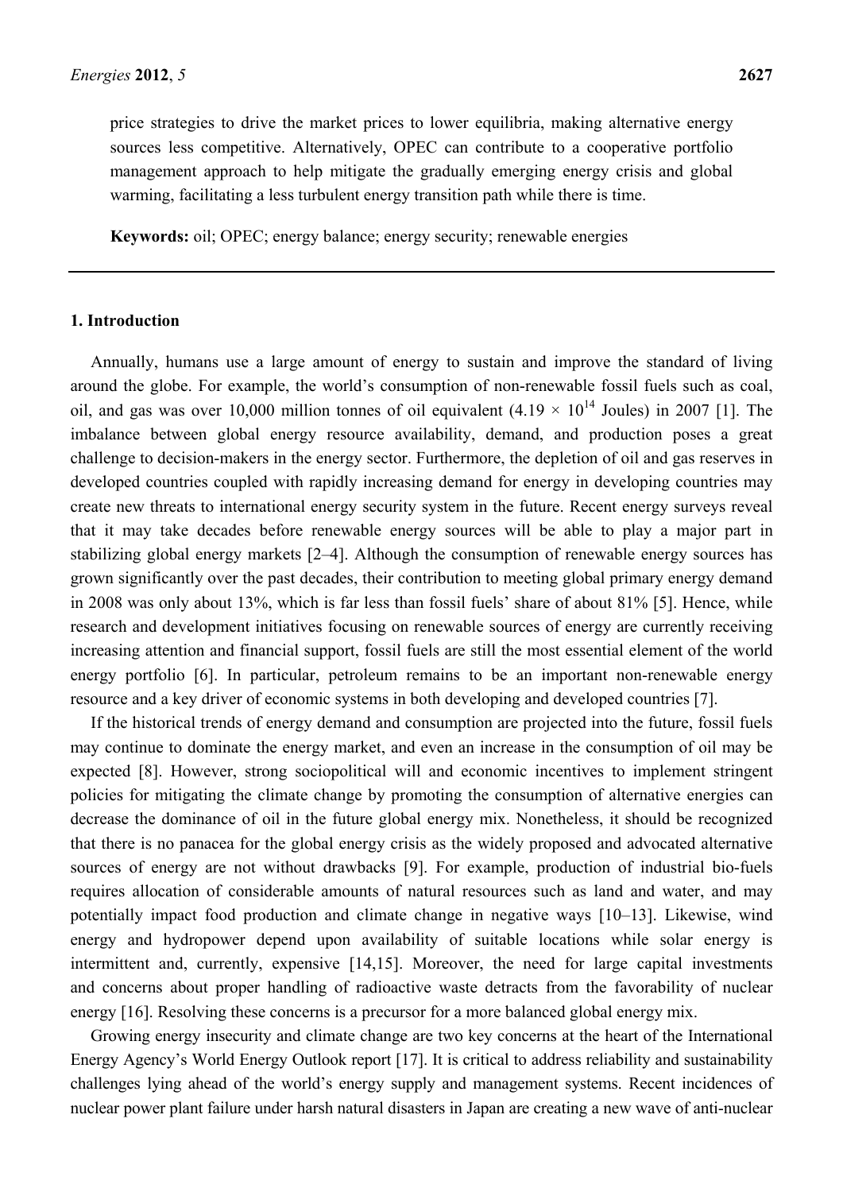price strategies to drive the market prices to lower equilibria, making alternative energy sources less competitive. Alternatively, OPEC can contribute to a cooperative portfolio management approach to help mitigate the gradually emerging energy crisis and global warming, facilitating a less turbulent energy transition path while there is time.

**Keywords:** oil; OPEC; energy balance; energy security; renewable energies

## 1. Introduction

Annually, humans use a large amount of energy to sustain and improve the standard of living around the globe. For example, the world's consumption of non-renewable fossil fuels such as coal, oil, and gas was over 10,000 million tonnes of oil equivalent ($4.19 \times 10^{14}$ Joules) in 2007 [1]. The imbalance between global energy resource availability, demand, and production poses a great challenge to decision-makers in the energy sector. Furthermore, the depletion of oil and gas reserves in developed countries coupled with rapidly increasing demand for energy in developing countries may create new threats to international energy security system in the future. Recent energy surveys reveal that it may take decades before renewable energy sources will be able to play a major part in stabilizing global energy markets [2–4]. Although the consumption of renewable energy sources has grown significantly over the past decades, their contribution to meeting global primary energy demand in 2008 was only about 13%, which is far less than fossil fuels' share of about 81% [5]. Hence, while research and development initiatives focusing on renewable sources of energy are currently receiving increasing attention and financial support, fossil fuels are still the most essential element of the world energy portfolio [6]. In particular, petroleum remains to be an important non-renewable energy resource and a key driver of economic systems in both developing and developed countries [7].

If the historical trends of energy demand and consumption are projected into the future, fossil fuels may continue to dominate the energy market, and even an increase in the consumption of oil may be expected [8]. However, strong sociopolitical will and economic incentives to implement stringent policies for mitigating the climate change by promoting the consumption of alternative energies can decrease the dominance of oil in the future global energy mix. Nonetheless, it should be recognized that there is no panacea for the global energy crisis as the widely proposed and advocated alternative sources of energy are not without drawbacks [9]. For example, production of industrial bio-fuels requires allocation of considerable amounts of natural resources such as land and water, and may potentially impact food production and climate change in negative ways [10–13]. Likewise, wind energy and hydropower depend upon availability of suitable locations while solar energy is intermittent and, currently, expensive [14,15]. Moreover, the need for large capital investments and concerns about proper handling of radioactive waste detracts from the favorability of nuclear energy [16]. Resolving these concerns is a precursor for a more balanced global energy mix.

Growing energy insecurity and climate change are two key concerns at the heart of the International Energy Agency's World Energy Outlook report [17]. It is critical to address reliability and sustainability challenges lying ahead of the world's energy supply and management systems. Recent incidences of nuclear power plant failure under harsh natural disasters in Japan are creating a new wave of anti-nuclear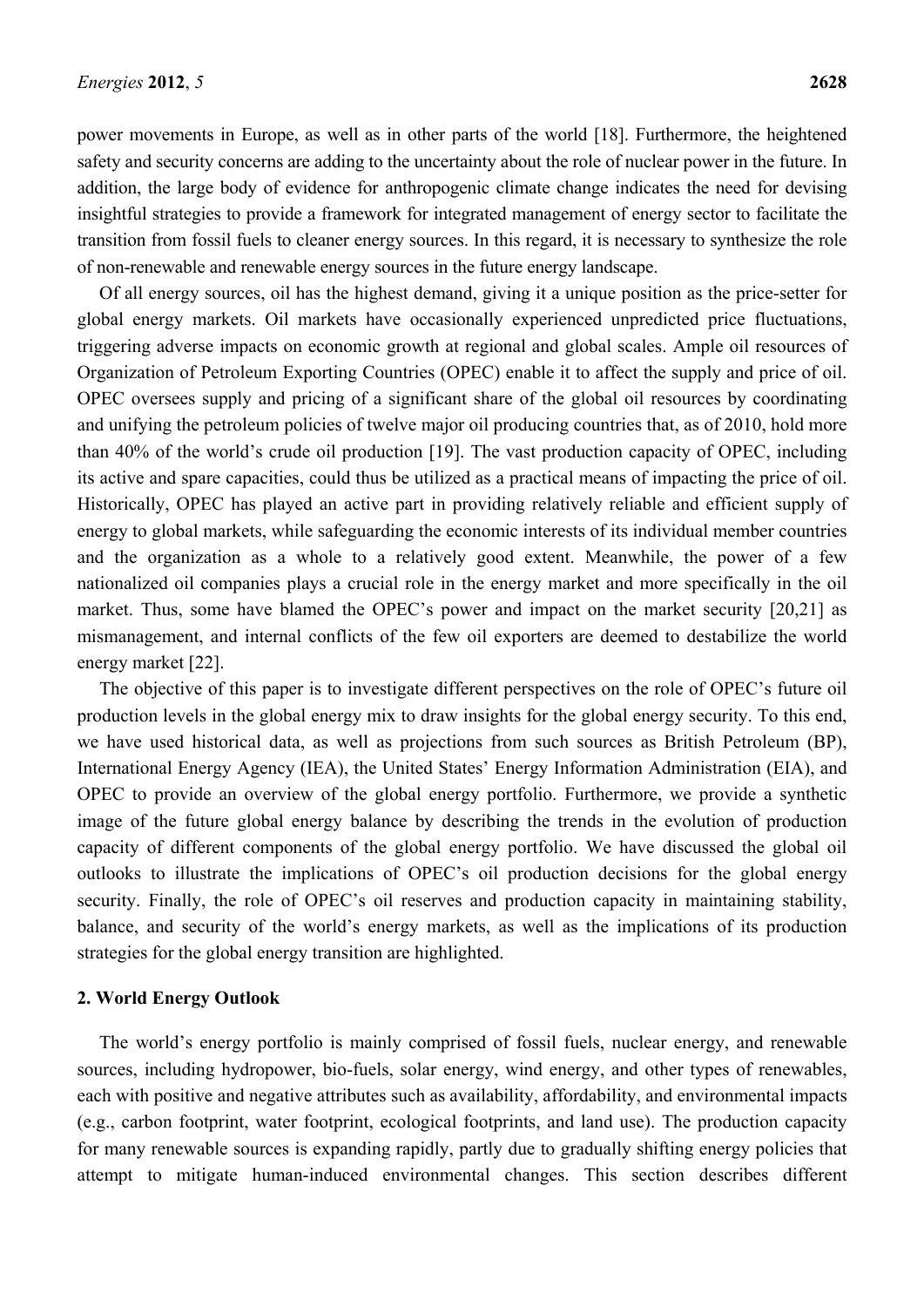power movements in Europe, as well as in other parts of the world [18]. Furthermore, the heightened safety and security concerns are adding to the uncertainty about the role of nuclear power in the future. In addition, the large body of evidence for anthropogenic climate change indicates the need for devising insightful strategies to provide a framework for integrated management of energy sector to facilitate the transition from fossil fuels to cleaner energy sources. In this regard, it is necessary to synthesize the role of non-renewable and renewable energy sources in the future energy landscape.

Of all energy sources, oil has the highest demand, giving it a unique position as the price-setter for global energy markets. Oil markets have occasionally experienced unpredicted price fluctuations, triggering adverse impacts on economic growth at regional and global scales. Ample oil resources of Organization of Petroleum Exporting Countries (OPEC) enable it to affect the supply and price of oil. OPEC oversees supply and pricing of a significant share of the global oil resources by coordinating and unifying the petroleum policies of twelve major oil producing countries that, as of 2010, hold more than 40% of the world's crude oil production [19]. The vast production capacity of OPEC, including its active and spare capacities, could thus be utilized as a practical means of impacting the price of oil. Historically, OPEC has played an active part in providing relatively reliable and efficient supply of energy to global markets, while safeguarding the economic interests of its individual member countries and the organization as a whole to a relatively good extent. Meanwhile, the power of a few nationalized oil companies plays a crucial role in the energy market and more specifically in the oil market. Thus, some have blamed the OPEC's power and impact on the market security [20,21] as mismanagement, and internal conflicts of the few oil exporters are deemed to destabilize the world energy market [22].

The objective of this paper is to investigate different perspectives on the role of OPEC's future oil production levels in the global energy mix to draw insights for the global energy security. To this end, we have used historical data, as well as projections from such sources as British Petroleum (BP), International Energy Agency (IEA), the United States' Energy Information Administration (EIA), and OPEC to provide an overview of the global energy portfolio. Furthermore, we provide a synthetic image of the future global energy balance by describing the trends in the evolution of production capacity of different components of the global energy portfolio. We have discussed the global oil outlooks to illustrate the implications of OPEC's oil production decisions for the global energy security. Finally, the role of OPEC's oil reserves and production capacity in maintaining stability, balance, and security of the world's energy markets, as well as the implications of its production strategies for the global energy transition are highlighted.

## 2. World Energy Outlook

The world's energy portfolio is mainly comprised of fossil fuels, nuclear energy, and renewable sources, including hydropower, bio-fuels, solar energy, wind energy, and other types of renewables, each with positive and negative attributes such as availability, affordability, and environmental impacts (e.g., carbon footprint, water footprint, ecological footprints, and land use). The production capacity for many renewable sources is expanding rapidly, partly due to gradually shifting energy policies that attempt to mitigate human-induced environmental changes. This section describes different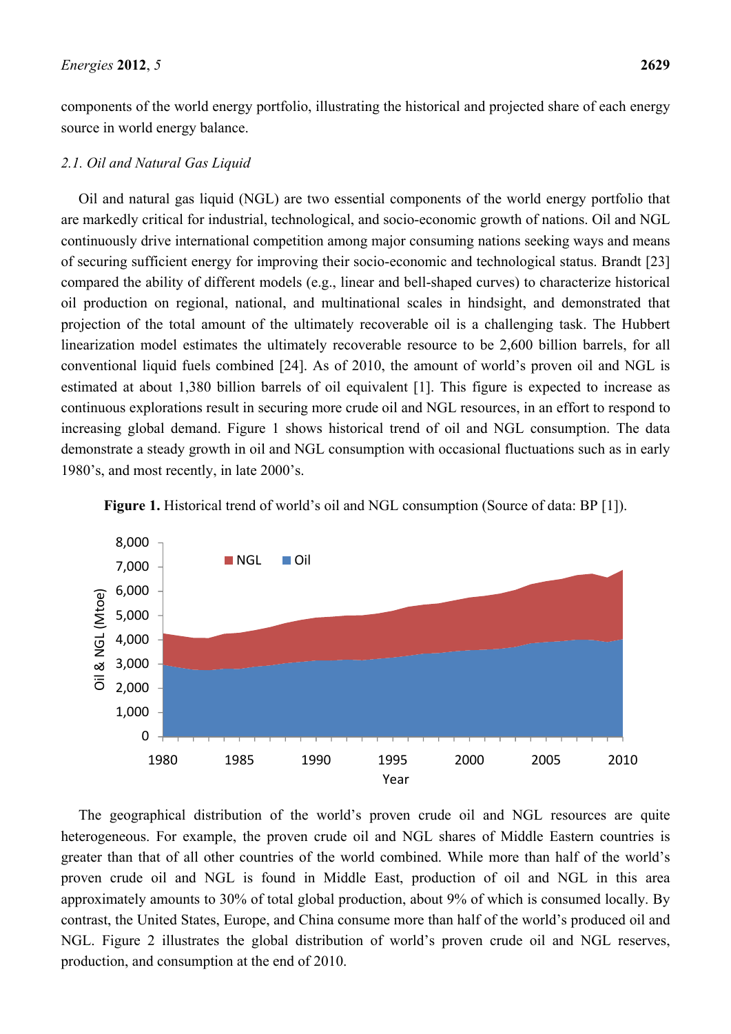components of the world energy portfolio, illustrating the historical and projected share of each energy source in world energy balance.

### 2.1. Oil and Natural Gas Liquid

Oil and natural gas liquid (NGL) are two essential components of the world energy portfolio that are markedly critical for industrial, technological, and socio-economic growth of nations. Oil and NGL continuously drive international competition among major consuming nations seeking ways and means of securing sufficient energy for improving their socio-economic and technological status. Brandt [23] compared the ability of different models (e.g., linear and bell-shaped curves) to characterize historical oil production on regional, national, and multinational scales in hindsight, and demonstrated that projection of the total amount of the ultimately recoverable oil is a challenging task. The Hubbert linearization model estimates the ultimately recoverable resource to be 2,600 billion barrels, for all conventional liquid fuels combined [24]. As of 2010, the amount of world's proven oil and NGL is estimated at about 1,380 billion barrels of oil equivalent [1]. This figure is expected to increase as continuous explorations result in securing more crude oil and NGL resources, in an effort to respond to increasing global demand. Figure 1 shows historical trend of oil and NGL consumption. The data demonstrate a steady growth in oil and NGL consumption with occasional fluctuations such as in early 1980's, and most recently, in late 2000's.

**Figure 1.** Historical trend of world's oil and NGL consumption (Source of data: BP [1]).

The geographical distribution of the world's proven crude oil and NGL resources are quite heterogeneous. For example, the proven crude oil and NGL shares of Middle Eastern countries is greater than that of all other countries of the world combined. While more than half of the world's proven crude oil and NGL is found in Middle East, production of oil and NGL in this area approximately amounts to 30% of total global production, about 9% of which is consumed locally. By contrast, the United States, Europe, and China consume more than half of the world's produced oil and NGL. Figure 2 illustrates the global distribution of world's proven crude oil and NGL reserves, production, and consumption at the end of 2010.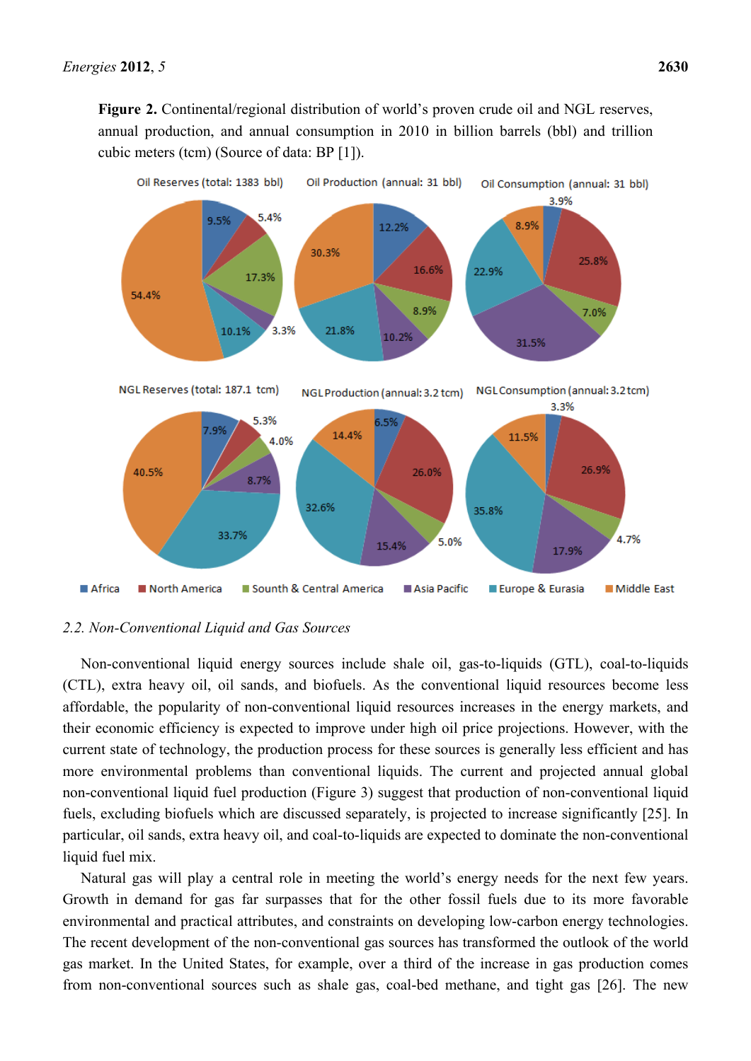**Figure 2.** Continental/regional distribution of world's proven crude oil and NGL reserves, annual production, and annual consumption in 2010 in billion barrels (bbl) and trillion cubic meters (tcm) (Source of data: BP [1]).

### 2.2. Non-Conventional Liquid and Gas Sources

Non-conventional liquid energy sources include shale oil, gas-to-liquids (GTL), coal-to-liquids (CTL), extra heavy oil, oil sands, and biofuels. As the conventional liquid resources become less affordable, the popularity of non-conventional liquid resources increases in the energy markets, and their economic efficiency is expected to improve under high oil price projections. However, with the current state of technology, the production process for these sources is generally less efficient and has more environmental problems than conventional liquids. The current and projected annual global non-conventional liquid fuel production (Figure 3) suggest that production of non-conventional liquid fuels, excluding biofuels which are discussed separately, is projected to increase significantly [25]. In particular, oil sands, extra heavy oil, and coal-to-liquids are expected to dominate the non-conventional liquid fuel mix.

Natural gas will play a central role in meeting the world's energy needs for the next few years. Growth in demand for gas far surpasses that for the other fossil fuels due to its more favorable environmental and practical attributes, and constraints on developing low-carbon energy technologies. The recent development of the non-conventional gas sources has transformed the outlook of the world gas market. In the United States, for example, over a third of the increase in gas production comes from non-conventional sources such as shale gas, coal-bed methane, and tight gas [26]. The new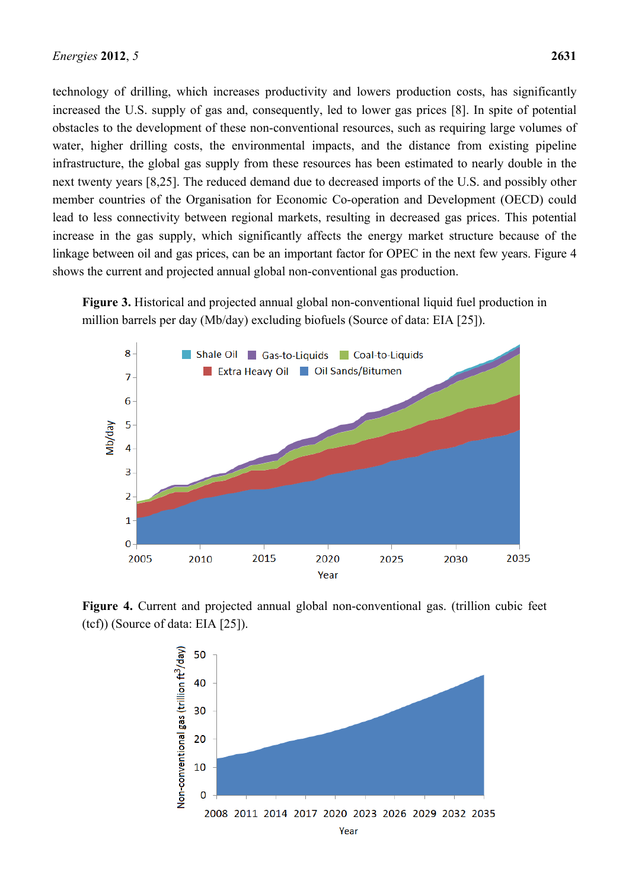technology of drilling, which increases productivity and lowers production costs, has significantly increased the U.S. supply of gas and, consequently, led to lower gas prices [8]. In spite of potential obstacles to the development of these non-conventional resources, such as requiring large volumes of water, higher drilling costs, the environmental impacts, and the distance from existing pipeline infrastructure, the global gas supply from these resources has been estimated to nearly double in the next twenty years [8,25]. The reduced demand due to decreased imports of the U.S. and possibly other member countries of the Organisation for Economic Co-operation and Development (OECD) could lead to less connectivity between regional markets, resulting in decreased gas prices. This potential increase in the gas supply, which significantly affects the energy market structure because of the linkage between oil and gas prices, can be an important factor for OPEC in the next few years. Figure 4 shows the current and projected annual global non-conventional gas production.

**Figure 3.** Historical and projected annual global non-conventional liquid fuel production in million barrels per day (Mb/day) excluding biofuels (Source of data: EIA [25]).

**Figure 4.** Current and projected annual global non-conventional gas. (trillion cubic feet (tcf)) (Source of data: EIA [25]).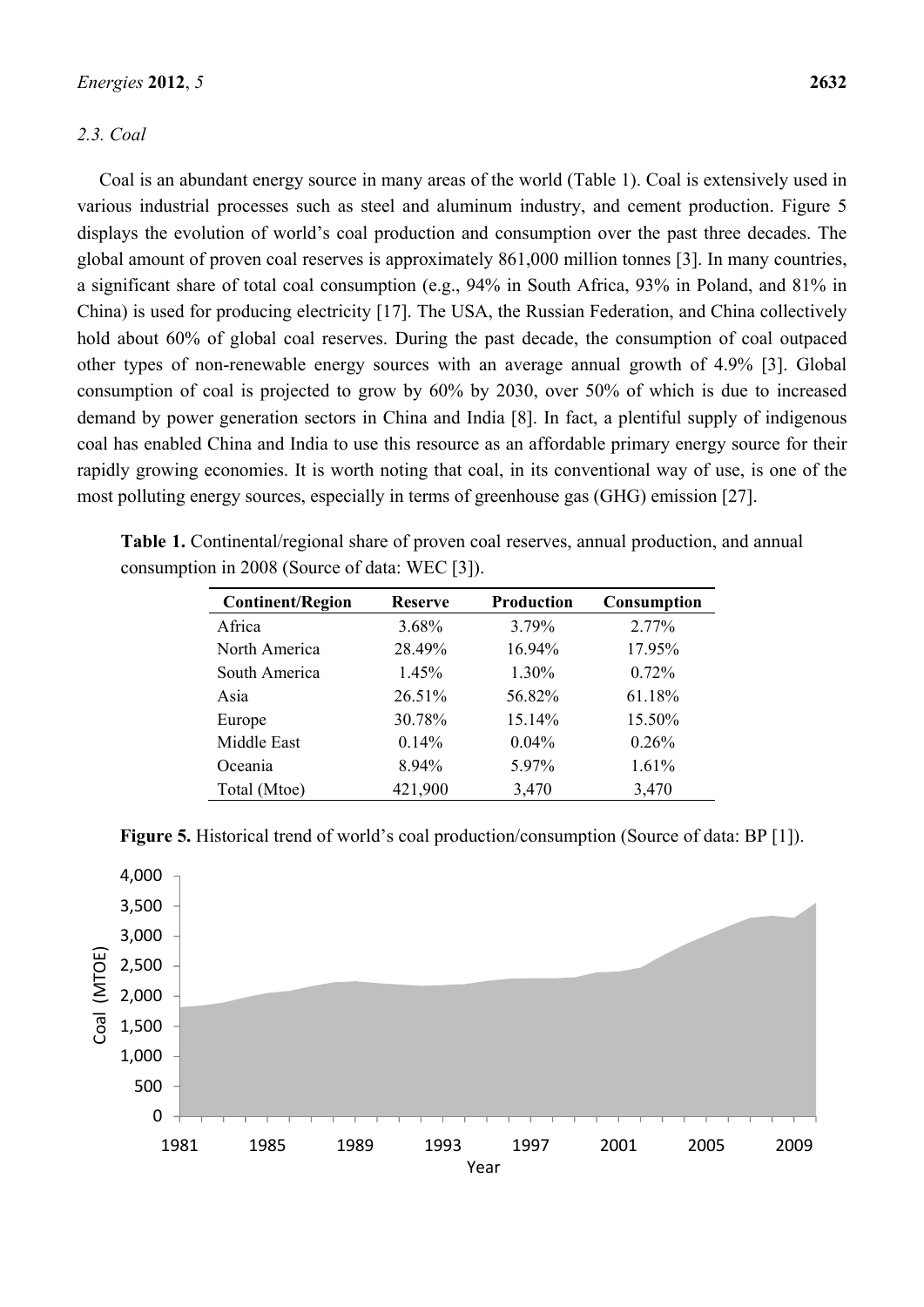### 2.3. Coal

Coal is an abundant energy source in many areas of the world (Table 1). Coal is extensively used in various industrial processes such as steel and aluminum industry, and cement production. Figure 5 displays the evolution of world's coal production and consumption over the past three decades. The global amount of proven coal reserves is approximately 861,000 million tonnes [3]. In many countries, a significant share of total coal consumption (e.g., 94% in South Africa, 93% in Poland, and 81% in China) is used for producing electricity [17]. The USA, the Russian Federation, and China collectively hold about 60% of global coal reserves. During the past decade, the consumption of coal outpaced other types of non-renewable energy sources with an average annual growth of 4.9% [3]. Global consumption of coal is projected to grow by 60% by 2030, over 50% of which is due to increased demand by power generation sectors in China and India [8]. In fact, a plentiful supply of indigenous coal has enabled China and India to use this resource as an affordable primary energy source for their rapidly growing economies. It is worth noting that coal, in its conventional way of use, is one of the most polluting energy sources, especially in terms of greenhouse gas (GHG) emission [27].

**Table 1.** Continental/regional share of proven coal reserves, annual production, and annual consumption in 2008 (Source of data: WEC [3]).

| Continent/Region | Reserve | Production | Consumption |
|---|---|---|---|
| Africa | 3.68% | 3.79% | 2.77% |
| North America | 28.49% | 16.94% | 17.95% |
| South America | 1.45% | 1.30% | 0.72% |
| Asia | 26.51% | 56.82% | 61.18% |
| Europe | 30.78% | 15.14% | 15.50% |
| Middle East | 0.14% | 0.04% | 0.26% |
| Oceania | 8.94% | 5.97% | 1.61% |
| Total (Mtoe) | 421,900 | 3,470 | 3,470 |

**Figure 5.** Historical trend of world's coal production/consumption (Source of data: BP [1]).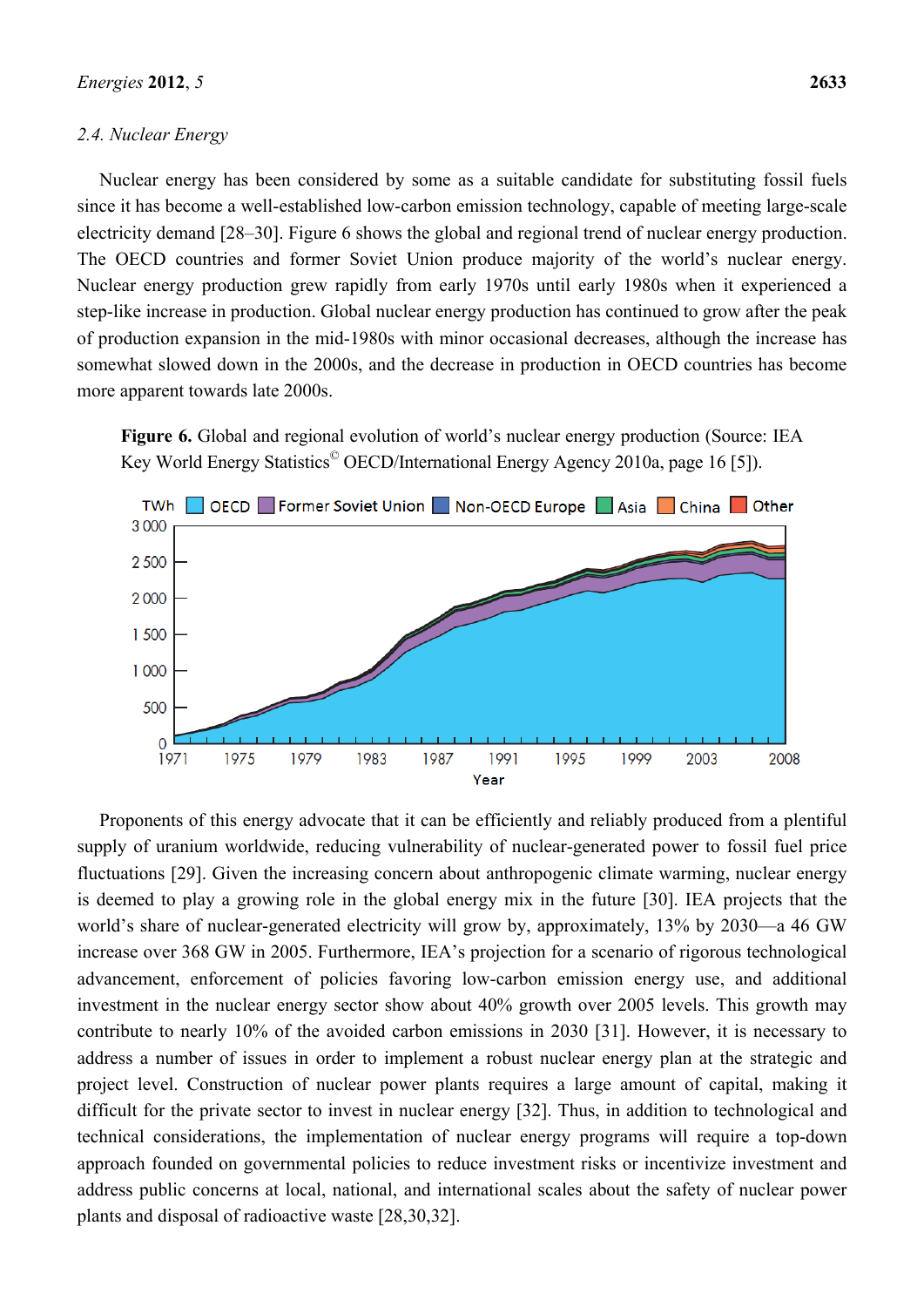### 2.4. Nuclear Energy

Nuclear energy has been considered by some as a suitable candidate for substituting fossil fuels since it has become a well-established low-carbon emission technology, capable of meeting large-scale electricity demand [28–30]. Figure 6 shows the global and regional trend of nuclear energy production. The OECD countries and former Soviet Union produce majority of the world's nuclear energy. Nuclear energy production grew rapidly from early 1970s until early 1980s when it experienced a step-like increase in production. Global nuclear energy production has continued to grow after the peak of production expansion in the mid-1980s with minor occasional decreases, although the increase has somewhat slowed down in the 2000s, and the decrease in production in OECD countries has become more apparent towards late 2000s.

**Figure 6.** Global and regional evolution of world's nuclear energy production (Source: IEA Key World Energy Statistics© OECD/International Energy Agency 2010a, page 16 [5]).

Proponents of this energy advocate that it can be efficiently and reliably produced from a plentiful supply of uranium worldwide, reducing vulnerability of nuclear-generated power to fossil fuel price fluctuations [29]. Given the increasing concern about anthropogenic climate warming, nuclear energy is deemed to play a growing role in the global energy mix in the future [30]. IEA projects that the world's share of nuclear-generated electricity will grow by, approximately, 13% by 2030—a 46 GW increase over 368 GW in 2005. Furthermore, IEA's projection for a scenario of rigorous technological advancement, enforcement of policies favoring low-carbon emission energy use, and additional investment in the nuclear energy sector show about 40% growth over 2005 levels. This growth may contribute to nearly 10% of the avoided carbon emissions in 2030 [31]. However, it is necessary to address a number of issues in order to implement a robust nuclear energy plan at the strategic and project level. Construction of nuclear power plants requires a large amount of capital, making it difficult for the private sector to invest in nuclear energy [32]. Thus, in addition to technological and technical considerations, the implementation of nuclear energy programs will require a top-down approach founded on governmental policies to reduce investment risks or incentivize investment and address public concerns at local, national, and international scales about the safety of nuclear power plants and disposal of radioactive waste [28,30,32].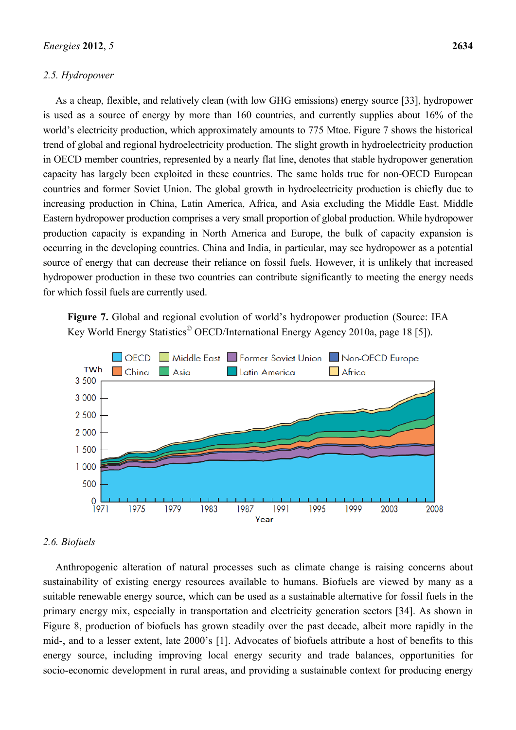### 2.5. Hydropower

As a cheap, flexible, and relatively clean (with low GHG emissions) energy source [33], hydropower is used as a source of energy by more than 160 countries, and currently supplies about 16% of the world's electricity production, which approximately amounts to 775 Mtoe. Figure 7 shows the historical trend of global and regional hydroelectricity production. The slight growth in hydroelectricity production in OECD member countries, represented by a nearly flat line, denotes that stable hydropower generation capacity has largely been exploited in these countries. The same holds true for non-OECD European countries and former Soviet Union. The global growth in hydroelectricity production is chiefly due to increasing production in China, Latin America, Africa, and Asia excluding the Middle East. Middle Eastern hydropower production comprises a very small proportion of global production. While hydropower production capacity is expanding in North America and Europe, the bulk of capacity expansion is occurring in the developing countries. China and India, in particular, may see hydropower as a potential source of energy that can decrease their reliance on fossil fuels. However, it is unlikely that increased hydropower production in these two countries can contribute significantly to meeting the energy needs for which fossil fuels are currently used.

**Figure 7.** Global and regional evolution of world's hydropower production (Source: IEA Key World Energy Statistics© OECD/International Energy Agency 2010a, page 18 [5]).

### 2.6. Biofuels

Anthropogenic alteration of natural processes such as climate change is raising concerns about sustainability of existing energy resources available to humans. Biofuels are viewed by many as a suitable renewable energy source, which can be used as a sustainable alternative for fossil fuels in the primary energy mix, especially in transportation and electricity generation sectors [34]. As shown in Figure 8, production of biofuels has grown steadily over the past decade, albeit more rapidly in the mid-, and to a lesser extent, late 2000's [1]. Advocates of biofuels attribute a host of benefits to this energy source, including improving local energy security and trade balances, opportunities for socio-economic development in rural areas, and providing a sustainable context for producing energy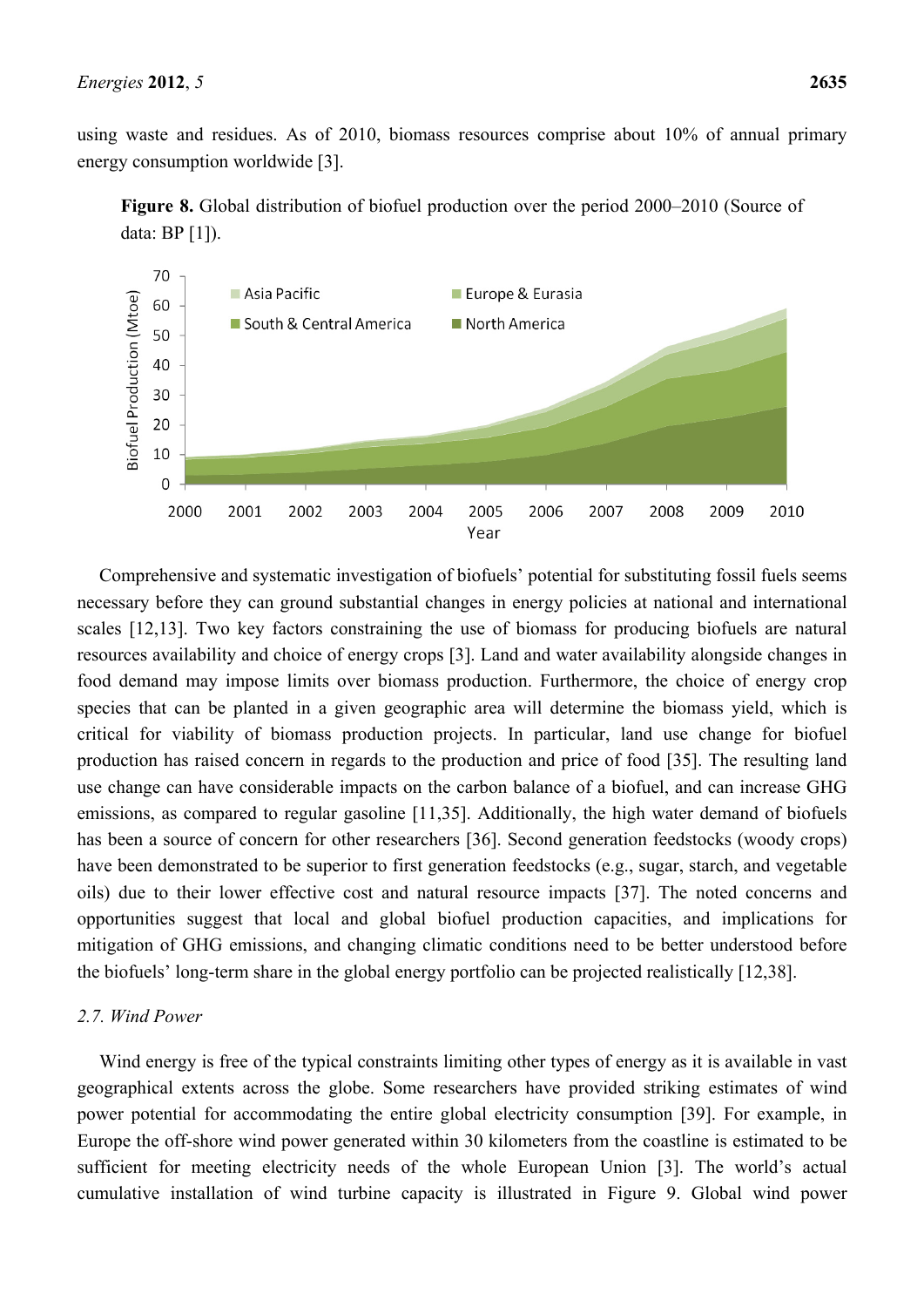using waste and residues. As of 2010, biomass resources comprise about 10% of annual primary energy consumption worldwide [3].

**Figure 8.** Global distribution of biofuel production over the period 2000–2010 (Source of data: BP [1]).

Comprehensive and systematic investigation of biofuels' potential for substituting fossil fuels seems necessary before they can ground substantial changes in energy policies at national and international scales [12,13]. Two key factors constraining the use of biomass for producing biofuels are natural resources availability and choice of energy crops [3]. Land and water availability alongside changes in food demand may impose limits over biomass production. Furthermore, the choice of energy crop species that can be planted in a given geographic area will determine the biomass yield, which is critical for viability of biomass production projects. In particular, land use change for biofuel production has raised concern in regards to the production and price of food [35]. The resulting land use change can have considerable impacts on the carbon balance of a biofuel, and can increase GHG emissions, as compared to regular gasoline [11,35]. Additionally, the high water demand of biofuels has been a source of concern for other researchers [36]. Second generation feedstocks (woody crops) have been demonstrated to be superior to first generation feedstocks (e.g., sugar, starch, and vegetable oils) due to their lower effective cost and natural resource impacts [37]. The noted concerns and opportunities suggest that local and global biofuel production capacities, and implications for mitigation of GHG emissions, and changing climatic conditions need to be better understood before the biofuels' long-term share in the global energy portfolio can be projected realistically [12,38].

### *2.7. Wind Power*

Wind energy is free of the typical constraints limiting other types of energy as it is available in vast geographical extents across the globe. Some researchers have provided striking estimates of wind power potential for accommodating the entire global electricity consumption [39]. For example, in Europe the off-shore wind power generated within 30 kilometers from the coastline is estimated to be sufficient for meeting electricity needs of the whole European Union [3]. The world's actual cumulative installation of wind turbine capacity is illustrated in Figure 9. Global wind power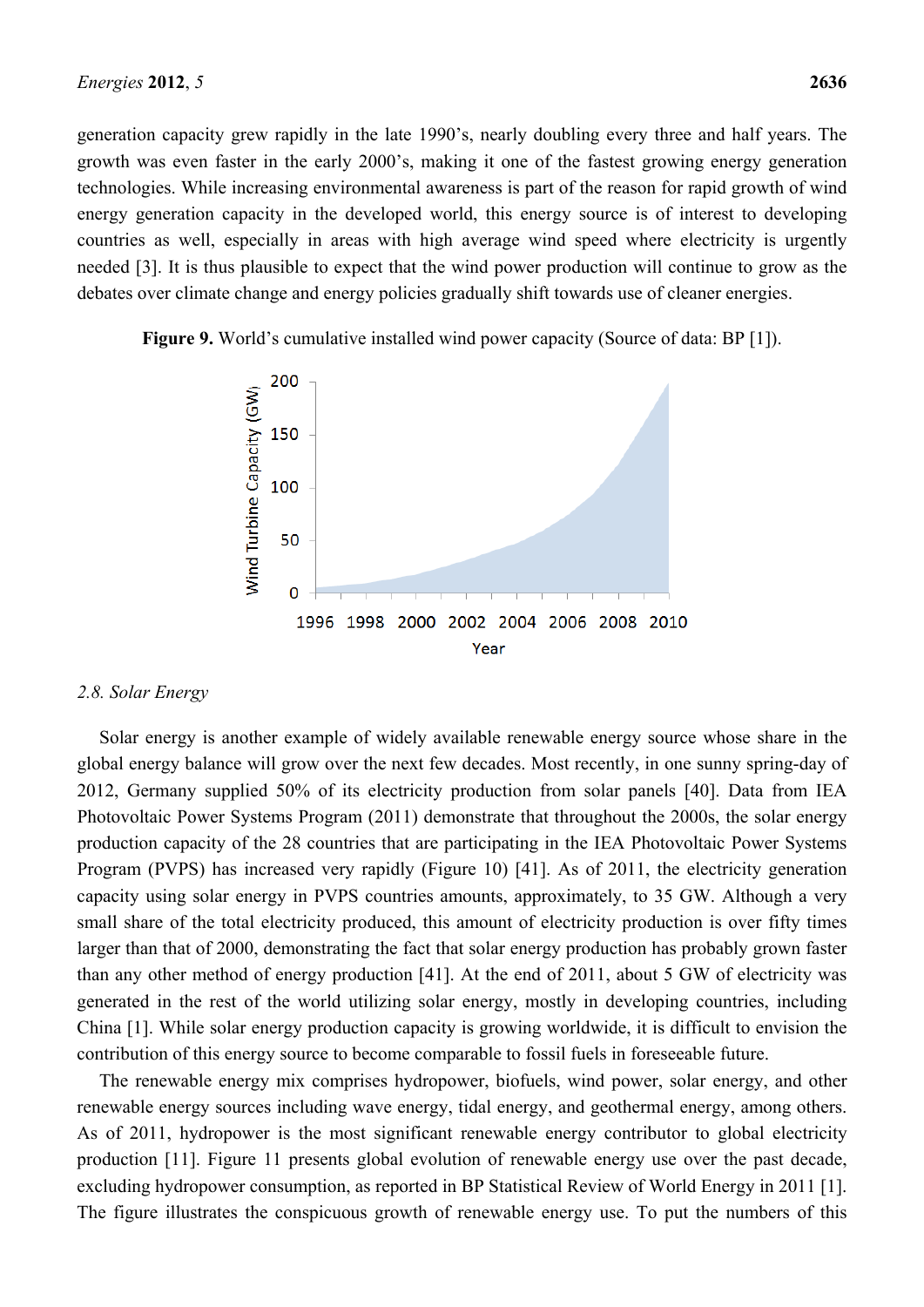generation capacity grew rapidly in the late 1990's, nearly doubling every three and half years. The growth was even faster in the early 2000's, making it one of the fastest growing energy generation technologies. While increasing environmental awareness is part of the reason for rapid growth of wind energy generation capacity in the developed world, this energy source is of interest to developing countries as well, especially in areas with high average wind speed where electricity is urgently needed [3]. It is thus plausible to expect that the wind power production will continue to grow as the debates over climate change and energy policies gradually shift towards use of cleaner energies.

**Figure 9.** World's cumulative installed wind power capacity (Source of data: BP [1]).

### 2.8. Solar Energy

Solar energy is another example of widely available renewable energy source whose share in the global energy balance will grow over the next few decades. Most recently, in one sunny spring-day of 2012, Germany supplied 50% of its electricity production from solar panels [40]. Data from IEA Photovoltaic Power Systems Program (2011) demonstrate that throughout the 2000s, the solar energy production capacity of the 28 countries that are participating in the IEA Photovoltaic Power Systems Program (PVPS) has increased very rapidly (Figure 10) [41]. As of 2011, the electricity generation capacity using solar energy in PVPS countries amounts, approximately, to 35 GW. Although a very small share of the total electricity produced, this amount of electricity production is over fifty times larger than that of 2000, demonstrating the fact that solar energy production has probably grown faster than any other method of energy production [41]. At the end of 2011, about 5 GW of electricity was generated in the rest of the world utilizing solar energy, mostly in developing countries, including China [1]. While solar energy production capacity is growing worldwide, it is difficult to envision the contribution of this energy source to become comparable to fossil fuels in foreseeable future.

The renewable energy mix comprises hydropower, biofuels, wind power, solar energy, and other renewable energy sources including wave energy, tidal energy, and geothermal energy, among others. As of 2011, hydropower is the most significant renewable energy contributor to global electricity production [11]. Figure 11 presents global evolution of renewable energy use over the past decade, excluding hydropower consumption, as reported in BP Statistical Review of World Energy in 2011 [1]. The figure illustrates the conspicuous growth of renewable energy use. To put the numbers of this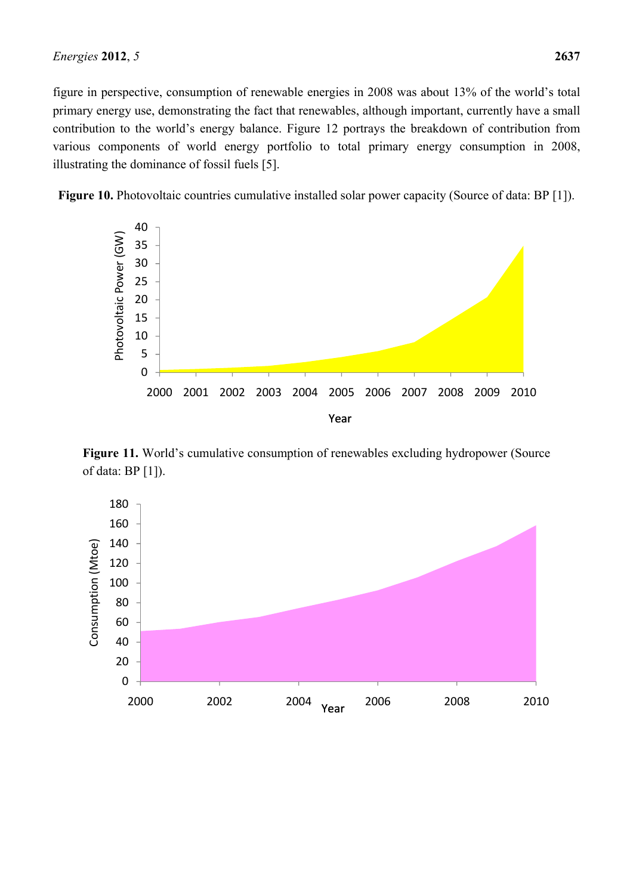figure in perspective, consumption of renewable energies in 2008 was about 13% of the world's total primary energy use, demonstrating the fact that renewables, although important, currently have a small contribution to the world's energy balance. Figure 12 portrays the breakdown of contribution from various components of world energy portfolio to total primary energy consumption in 2008, illustrating the dominance of fossil fuels [5].

**Figure 10.** Photovoltaic countries cumulative installed solar power capacity (Source of data: BP [1]).

**Figure 11.** World's cumulative consumption of renewables excluding hydropower (Source of data: BP [1]).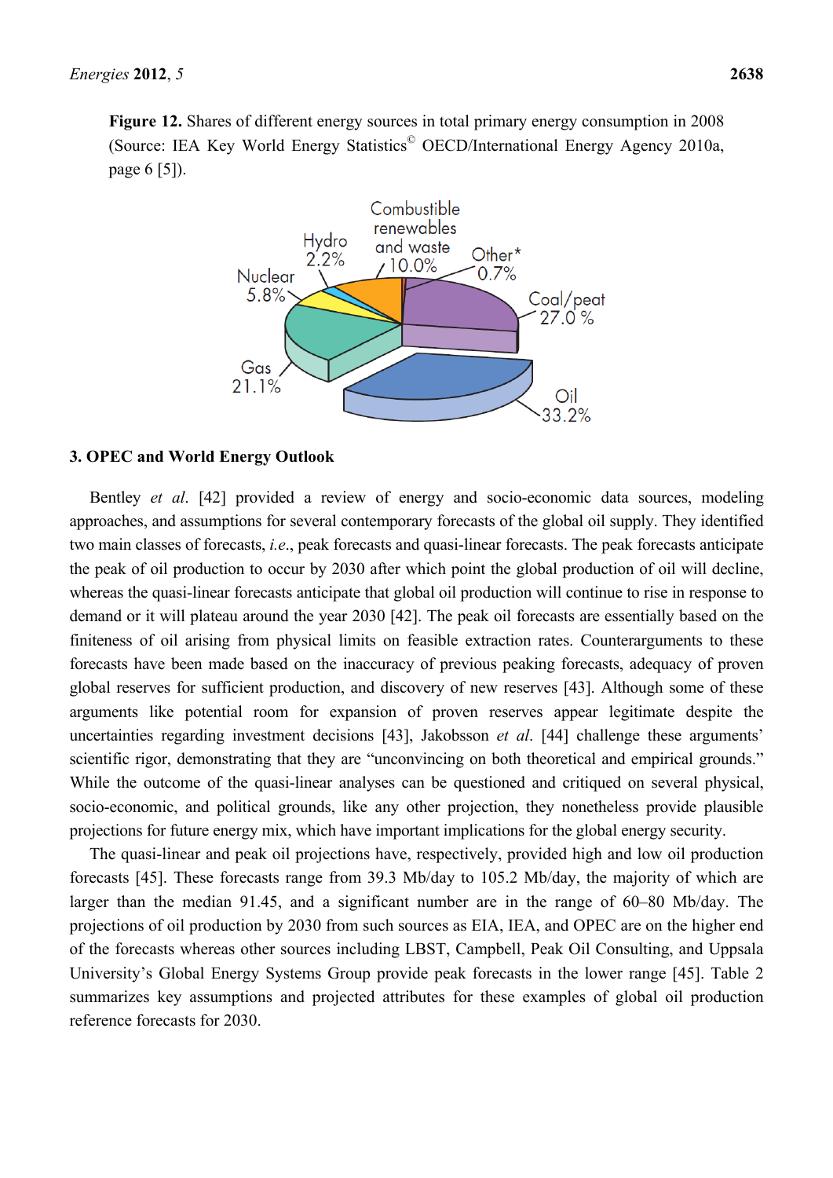**Figure 12.** Shares of different energy sources in total primary energy consumption in 2008 (Source: IEA Key World Energy Statistics© OECD/International Energy Agency 2010a, page 6 [5]).

## 3. OPEC and World Energy Outlook

Bentley *et al*. [42] provided a review of energy and socio-economic data sources, modeling approaches, and assumptions for several contemporary forecasts of the global oil supply. They identified two main classes of forecasts, *i.e*., peak forecasts and quasi-linear forecasts. The peak forecasts anticipate the peak of oil production to occur by 2030 after which point the global production of oil will decline, whereas the quasi-linear forecasts anticipate that global oil production will continue to rise in response to demand or it will plateau around the year 2030 [42]. The peak oil forecasts are essentially based on the finiteness of oil arising from physical limits on feasible extraction rates. Counterarguments to these forecasts have been made based on the inaccuracy of previous peaking forecasts, adequacy of proven global reserves for sufficient production, and discovery of new reserves [43]. Although some of these arguments like potential room for expansion of proven reserves appear legitimate despite the uncertainties regarding investment decisions [43], Jakobsson *et al*. [44] challenge these arguments' scientific rigor, demonstrating that they are "unconvincing on both theoretical and empirical grounds." While the outcome of the quasi-linear analyses can be questioned and critiqued on several physical, socio-economic, and political grounds, like any other projection, they nonetheless provide plausible projections for future energy mix, which have important implications for the global energy security.

The quasi-linear and peak oil projections have, respectively, provided high and low oil production forecasts [45]. These forecasts range from 39.3 Mb/day to 105.2 Mb/day, the majority of which are larger than the median 91.45, and a significant number are in the range of 60–80 Mb/day. The projections of oil production by 2030 from such sources as EIA, IEA, and OPEC are on the higher end of the forecasts whereas other sources including LBST, Campbell, Peak Oil Consulting, and Uppsala University's Global Energy Systems Group provide peak forecasts in the lower range [45]. Table 2 summarizes key assumptions and projected attributes for these examples of global oil production reference forecasts for 2030.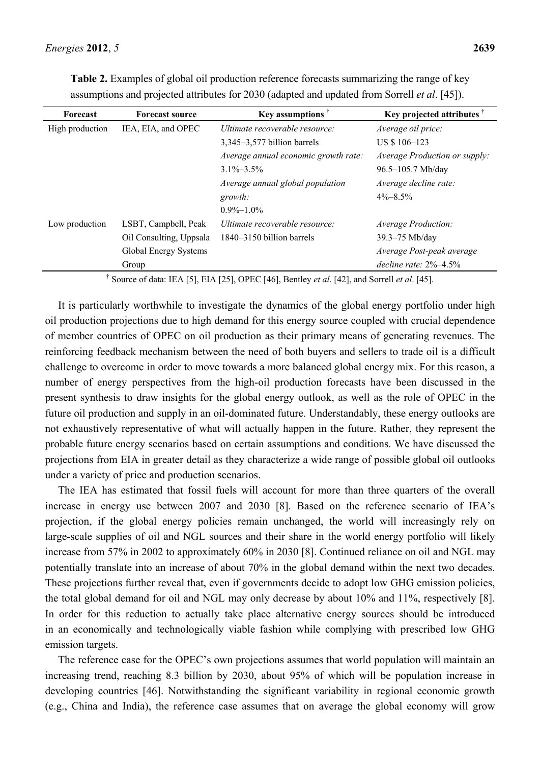**Table 2.** Examples of global oil production reference forecasts summarizing the range of key assumptions and projected attributes for 2030 (adapted and updated from Sorrell *et al*. [45]).

| Forecast | Forecast source | Key assumptions [†] | Key projected attributes [†] |
|---|---|---|---|
| High production | IEA, EIA, and OPEC | *Ultimate recoverable resource:* 3,345–3,577 billion barrels *Average annual economic growth rate:* 3.1%–3.5% *Average annual global population growth:* 0.9%–1.0% | *Average oil price:* US $ 106–123 *Average Production or supply:* 96.5–105.7 Mb/day *Average decline rate:* 4%–8.5% |
| Low production | LSBT, Campbell, Peak Oil Consulting, Uppsala Global Energy Systems Group | *Ultimate recoverable resource:* 1840–3150 billion barrels | *Average Production:* 39.3–75 Mb/day *Average Post-peak average decline rate:* 2%–4.5% |

[†] Source of data: IEA [5], EIA [25], OPEC [46], Bentley *et al*. [42], and Sorrell *et al*. [45].

It is particularly worthwhile to investigate the dynamics of the global energy portfolio under high oil production projections due to high demand for this energy source coupled with crucial dependence of member countries of OPEC on oil production as their primary means of generating revenues. The reinforcing feedback mechanism between the need of both buyers and sellers to trade oil is a difficult challenge to overcome in order to move towards a more balanced global energy mix. For this reason, a number of energy perspectives from the high-oil production forecasts have been discussed in the present synthesis to draw insights for the global energy outlook, as well as the role of OPEC in the future oil production and supply in an oil-dominated future. Understandably, these energy outlooks are not exhaustively representative of what will actually happen in the future. Rather, they represent the probable future energy scenarios based on certain assumptions and conditions. We have discussed the projections from EIA in greater detail as they characterize a wide range of possible global oil outlooks under a variety of price and production scenarios.

The IEA has estimated that fossil fuels will account for more than three quarters of the overall increase in energy use between 2007 and 2030 [8]. Based on the reference scenario of IEA's projection, if the global energy policies remain unchanged, the world will increasingly rely on large-scale supplies of oil and NGL sources and their share in the world energy portfolio will likely increase from 57% in 2002 to approximately 60% in 2030 [8]. Continued reliance on oil and NGL may potentially translate into an increase of about 70% in the global demand within the next two decades. These projections further reveal that, even if governments decide to adopt low GHG emission policies, the total global demand for oil and NGL may only decrease by about 10% and 11%, respectively [8]. In order for this reduction to actually take place alternative energy sources should be introduced in an economically and technologically viable fashion while complying with prescribed low GHG emission targets.

The reference case for the OPEC's own projections assumes that world population will maintain an increasing trend, reaching 8.3 billion by 2030, about 95% of which will be population increase in developing countries [46]. Notwithstanding the significant variability in regional economic growth (e.g., China and India), the reference case assumes that on average the global economy will grow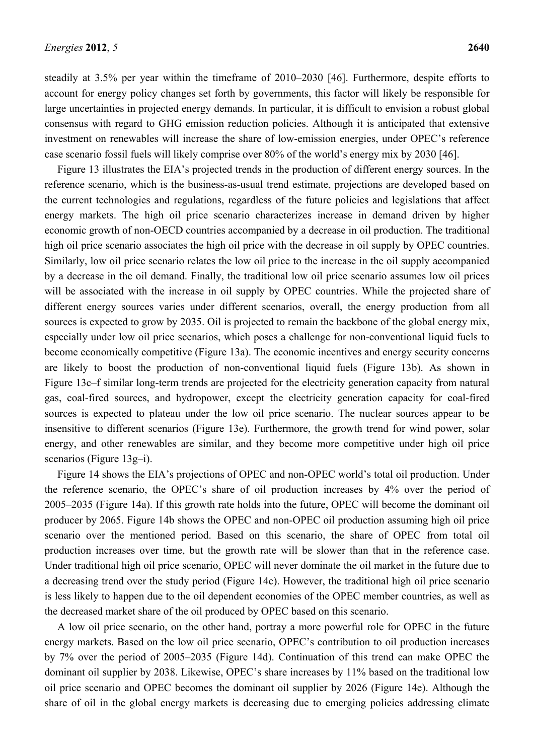steadily at 3.5% per year within the timeframe of 2010–2030 [46]. Furthermore, despite efforts to account for energy policy changes set forth by governments, this factor will likely be responsible for large uncertainties in projected energy demands. In particular, it is difficult to envision a robust global consensus with regard to GHG emission reduction policies. Although it is anticipated that extensive investment on renewables will increase the share of low-emission energies, under OPEC's reference case scenario fossil fuels will likely comprise over 80% of the world's energy mix by 2030 [46].

Figure 13 illustrates the EIA's projected trends in the production of different energy sources. In the reference scenario, which is the business-as-usual trend estimate, projections are developed based on the current technologies and regulations, regardless of the future policies and legislations that affect energy markets. The high oil price scenario characterizes increase in demand driven by higher economic growth of non-OECD countries accompanied by a decrease in oil production. The traditional high oil price scenario associates the high oil price with the decrease in oil supply by OPEC countries. Similarly, low oil price scenario relates the low oil price to the increase in the oil supply accompanied by a decrease in the oil demand. Finally, the traditional low oil price scenario assumes low oil prices will be associated with the increase in oil supply by OPEC countries. While the projected share of different energy sources varies under different scenarios, overall, the energy production from all sources is expected to grow by 2035. Oil is projected to remain the backbone of the global energy mix, especially under low oil price scenarios, which poses a challenge for non-conventional liquid fuels to become economically competitive (Figure 13a). The economic incentives and energy security concerns are likely to boost the production of non-conventional liquid fuels (Figure 13b). As shown in Figure 13c–f similar long-term trends are projected for the electricity generation capacity from natural gas, coal-fired sources, and hydropower, except the electricity generation capacity for coal-fired sources is expected to plateau under the low oil price scenario. The nuclear sources appear to be insensitive to different scenarios (Figure 13e). Furthermore, the growth trend for wind power, solar energy, and other renewables are similar, and they become more competitive under high oil price scenarios (Figure 13g–i).

Figure 14 shows the EIA's projections of OPEC and non-OPEC world's total oil production. Under the reference scenario, the OPEC's share of oil production increases by 4% over the period of 2005–2035 (Figure 14a). If this growth rate holds into the future, OPEC will become the dominant oil producer by 2065. Figure 14b shows the OPEC and non-OPEC oil production assuming high oil price scenario over the mentioned period. Based on this scenario, the share of OPEC from total oil production increases over time, but the growth rate will be slower than that in the reference case. Under traditional high oil price scenario, OPEC will never dominate the oil market in the future due to a decreasing trend over the study period (Figure 14c). However, the traditional high oil price scenario is less likely to happen due to the oil dependent economies of the OPEC member countries, as well as the decreased market share of the oil produced by OPEC based on this scenario.

A low oil price scenario, on the other hand, portray a more powerful role for OPEC in the future energy markets. Based on the low oil price scenario, OPEC's contribution to oil production increases by 7% over the period of 2005–2035 (Figure 14d). Continuation of this trend can make OPEC the dominant oil supplier by 2038. Likewise, OPEC's share increases by 11% based on the traditional low oil price scenario and OPEC becomes the dominant oil supplier by 2026 (Figure 14e). Although the share of oil in the global energy markets is decreasing due to emerging policies addressing climate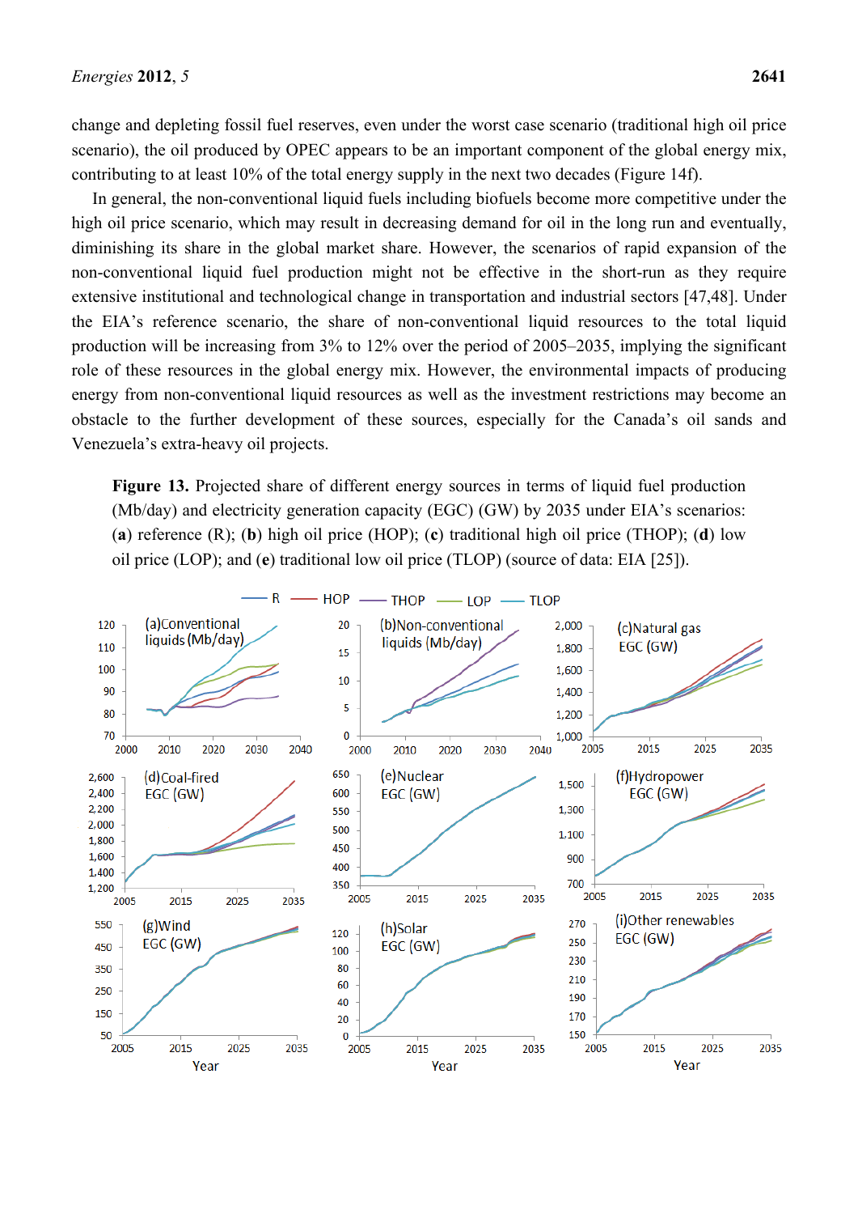change and depleting fossil fuel reserves, even under the worst case scenario (traditional high oil price scenario), the oil produced by OPEC appears to be an important component of the global energy mix, contributing to at least 10% of the total energy supply in the next two decades (Figure 14f).

In general, the non-conventional liquid fuels including biofuels become more competitive under the high oil price scenario, which may result in decreasing demand for oil in the long run and eventually, diminishing its share in the global market share. However, the scenarios of rapid expansion of the non-conventional liquid fuel production might not be effective in the short-run as they require extensive institutional and technological change in transportation and industrial sectors [47,48]. Under the EIA's reference scenario, the share of non-conventional liquid resources to the total liquid production will be increasing from 3% to 12% over the period of 2005–2035, implying the significant role of these resources in the global energy mix. However, the environmental impacts of producing energy from non-conventional liquid resources as well as the investment restrictions may become an obstacle to the further development of these sources, especially for the Canada's oil sands and Venezuela's extra-heavy oil projects.

**Figure 13.** Projected share of different energy sources in terms of liquid fuel production (Mb/day) and electricity generation capacity (EGC) (GW) by 2035 under EIA's scenarios: (**a**) reference (R); (**b**) high oil price (HOP); (**c**) traditional high oil price (THOP); (**d**) low oil price (LOP); and (**e**) traditional low oil price (TLOP) (source of data: EIA [25]).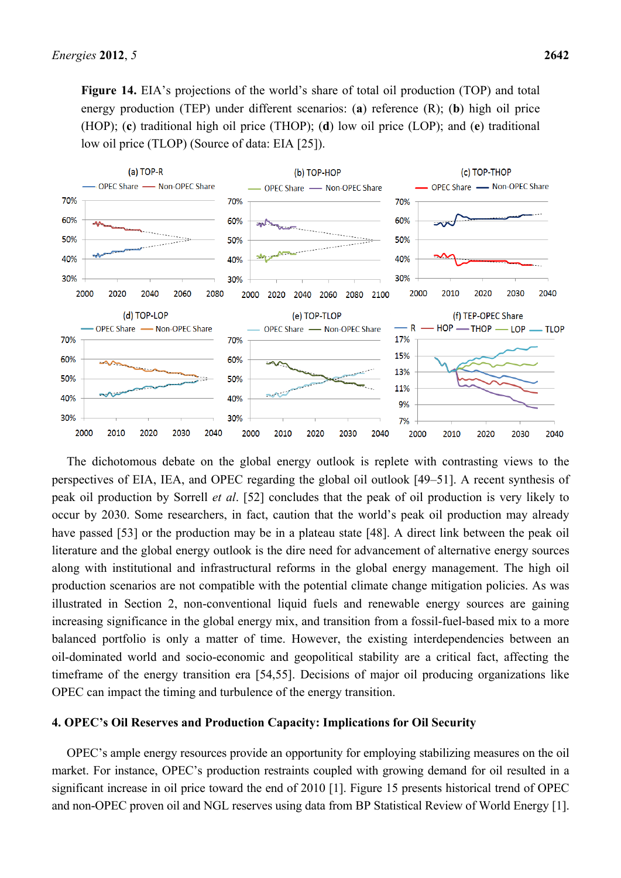**Figure 14.** EIA's projections of the world's share of total oil production (TOP) and total energy production (TEP) under different scenarios: (**a**) reference (R); (**b**) high oil price (HOP); (**c**) traditional high oil price (THOP); (**d**) low oil price (LOP); and (**e**) traditional low oil price (TLOP) (Source of data: EIA [25]).

The dichotomous debate on the global energy outlook is replete with contrasting views to the perspectives of EIA, IEA, and OPEC regarding the global oil outlook [49–51]. A recent synthesis of peak oil production by Sorrell *et al*. [52] concludes that the peak of oil production is very likely to occur by 2030. Some researchers, in fact, caution that the world's peak oil production may already have passed [53] or the production may be in a plateau state [48]. A direct link between the peak oil literature and the global energy outlook is the dire need for advancement of alternative energy sources along with institutional and infrastructural reforms in the global energy management. The high oil production scenarios are not compatible with the potential climate change mitigation policies. As was illustrated in Section 2, non-conventional liquid fuels and renewable energy sources are gaining increasing significance in the global energy mix, and transition from a fossil-fuel-based mix to a more balanced portfolio is only a matter of time. However, the existing interdependencies between an oil-dominated world and socio-economic and geopolitical stability are a critical fact, affecting the timeframe of the energy transition era [54,55]. Decisions of major oil producing organizations like OPEC can impact the timing and turbulence of the energy transition.

## 4. OPEC's Oil Reserves and Production Capacity: Implications for Oil Security

OPEC's ample energy resources provide an opportunity for employing stabilizing measures on the oil market. For instance, OPEC's production restraints coupled with growing demand for oil resulted in a significant increase in oil price toward the end of 2010 [1]. Figure 15 presents historical trend of OPEC and non-OPEC proven oil and NGL reserves using data from BP Statistical Review of World Energy [1].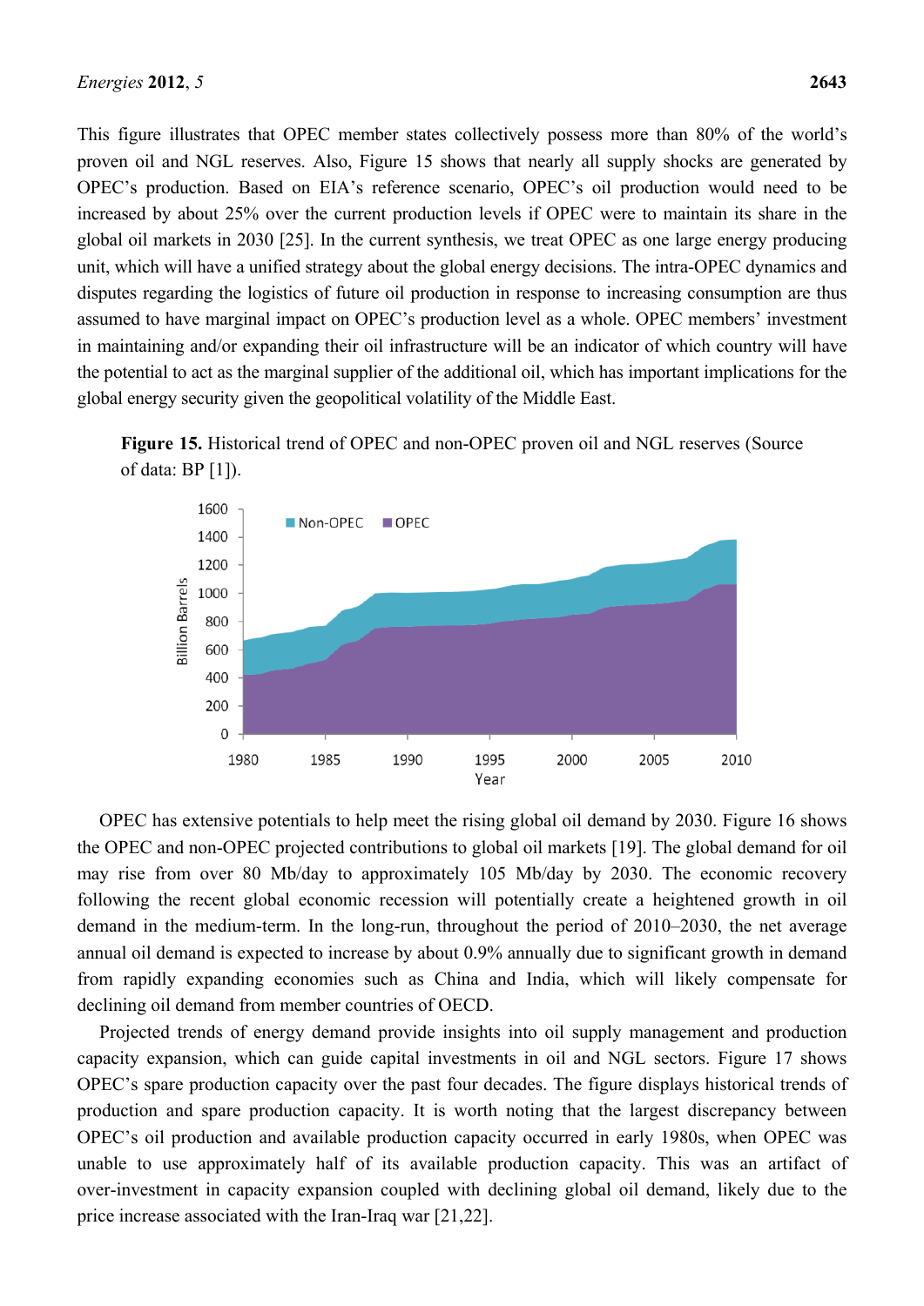This figure illustrates that OPEC member states collectively possess more than 80% of the world's proven oil and NGL reserves. Also, Figure 15 shows that nearly all supply shocks are generated by OPEC's production. Based on EIA's reference scenario, OPEC's oil production would need to be increased by about 25% over the current production levels if OPEC were to maintain its share in the global oil markets in 2030 [25]. In the current synthesis, we treat OPEC as one large energy producing unit, which will have a unified strategy about the global energy decisions. The intra-OPEC dynamics and disputes regarding the logistics of future oil production in response to increasing consumption are thus assumed to have marginal impact on OPEC's production level as a whole. OPEC members' investment in maintaining and/or expanding their oil infrastructure will be an indicator of which country will have the potential to act as the marginal supplier of the additional oil, which has important implications for the global energy security given the geopolitical volatility of the Middle East.

**Figure 15.** Historical trend of OPEC and non-OPEC proven oil and NGL reserves (Source of data: BP [1]).

OPEC has extensive potentials to help meet the rising global oil demand by 2030. Figure 16 shows the OPEC and non-OPEC projected contributions to global oil markets [19]. The global demand for oil may rise from over 80 Mb/day to approximately 105 Mb/day by 2030. The economic recovery following the recent global economic recession will potentially create a heightened growth in oil demand in the medium-term. In the long-run, throughout the period of 2010–2030, the net average annual oil demand is expected to increase by about 0.9% annually due to significant growth in demand from rapidly expanding economies such as China and India, which will likely compensate for declining oil demand from member countries of OECD.

Projected trends of energy demand provide insights into oil supply management and production capacity expansion, which can guide capital investments in oil and NGL sectors. Figure 17 shows OPEC's spare production capacity over the past four decades. The figure displays historical trends of production and spare production capacity. It is worth noting that the largest discrepancy between OPEC's oil production and available production capacity occurred in early 1980s, when OPEC was unable to use approximately half of its available production capacity. This was an artifact of over-investment in capacity expansion coupled with declining global oil demand, likely due to the price increase associated with the Iran-Iraq war [21,22].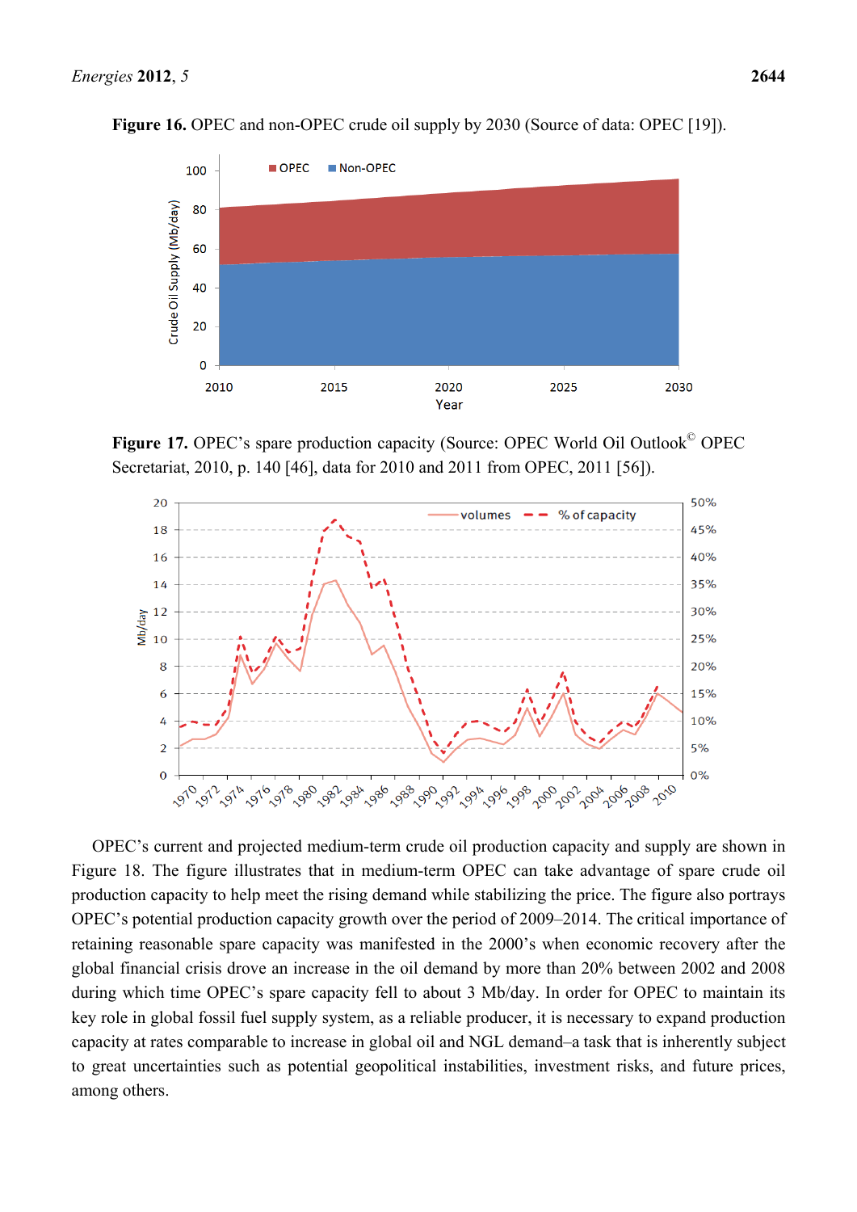**Figure 16.** OPEC and non-OPEC crude oil supply by 2030 (Source of data: OPEC [19]).

**Figure 17.** OPEC's spare production capacity (Source: OPEC World Oil Outlook© OPEC Secretariat, 2010, p. 140 [46], data for 2010 and 2011 from OPEC, 2011 [56]).

OPEC's current and projected medium-term crude oil production capacity and supply are shown in Figure 18. The figure illustrates that in medium-term OPEC can take advantage of spare crude oil production capacity to help meet the rising demand while stabilizing the price. The figure also portrays OPEC's potential production capacity growth over the period of 2009–2014. The critical importance of retaining reasonable spare capacity was manifested in the 2000's when economic recovery after the global financial crisis drove an increase in the oil demand by more than 20% between 2002 and 2008 during which time OPEC's spare capacity fell to about 3 Mb/day. In order for OPEC to maintain its key role in global fossil fuel supply system, as a reliable producer, it is necessary to expand production capacity at rates comparable to increase in global oil and NGL demand–a task that is inherently subject to great uncertainties such as potential geopolitical instabilities, investment risks, and future prices, among others.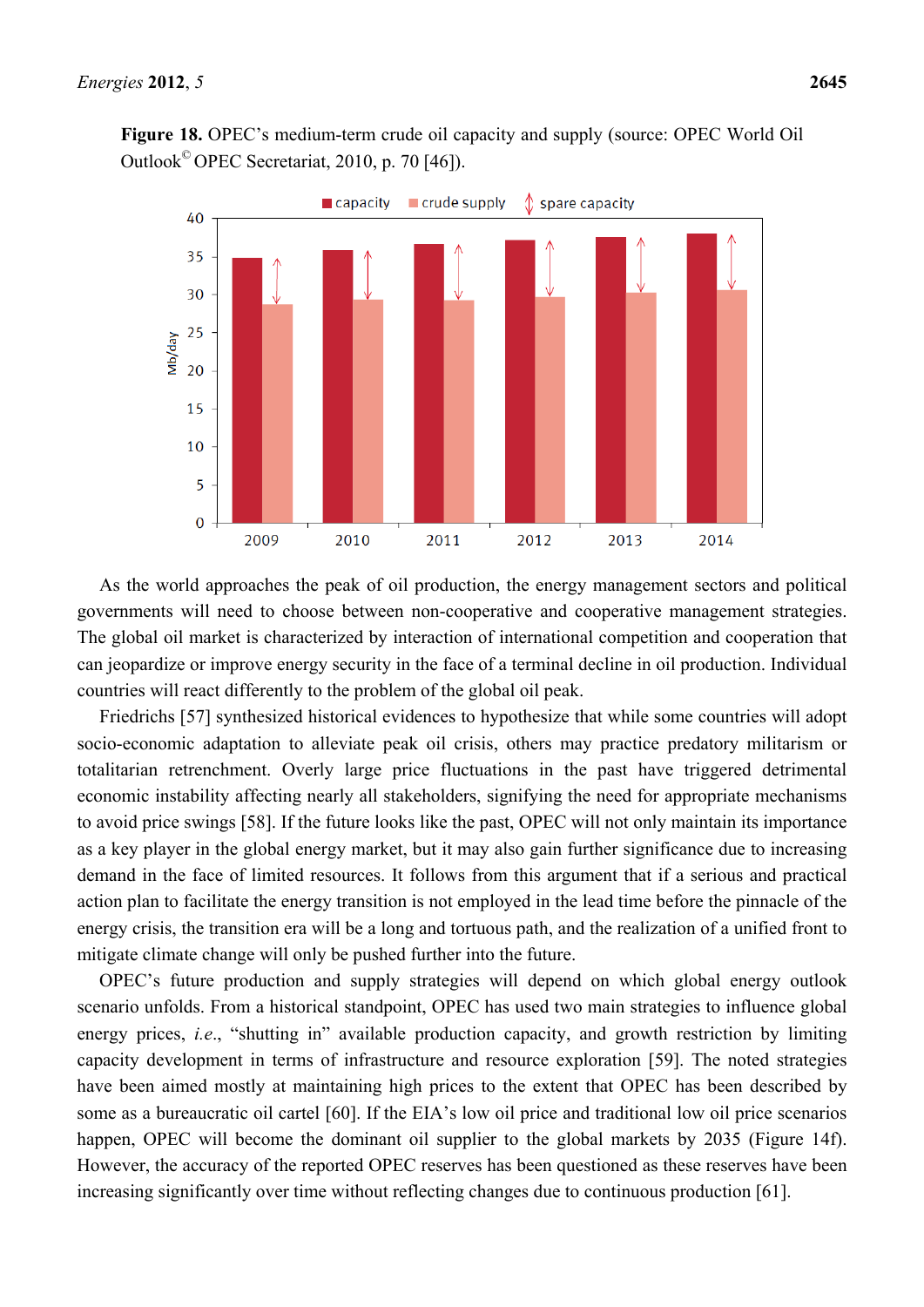**Figure 18.** OPEC's medium-term crude oil capacity and supply (source: OPEC World Oil Outlook© OPEC Secretariat, 2010, p. 70 [46]).

As the world approaches the peak of oil production, the energy management sectors and political governments will need to choose between non-cooperative and cooperative management strategies. The global oil market is characterized by interaction of international competition and cooperation that can jeopardize or improve energy security in the face of a terminal decline in oil production. Individual countries will react differently to the problem of the global oil peak.

Friedrichs [57] synthesized historical evidences to hypothesize that while some countries will adopt socio-economic adaptation to alleviate peak oil crisis, others may practice predatory militarism or totalitarian retrenchment. Overly large price fluctuations in the past have triggered detrimental economic instability affecting nearly all stakeholders, signifying the need for appropriate mechanisms to avoid price swings [58]. If the future looks like the past, OPEC will not only maintain its importance as a key player in the global energy market, but it may also gain further significance due to increasing demand in the face of limited resources. It follows from this argument that if a serious and practical action plan to facilitate the energy transition is not employed in the lead time before the pinnacle of the energy crisis, the transition era will be a long and tortuous path, and the realization of a unified front to mitigate climate change will only be pushed further into the future.

OPEC's future production and supply strategies will depend on which global energy outlook scenario unfolds. From a historical standpoint, OPEC has used two main strategies to influence global energy prices, *i.e.*, "shutting in" available production capacity, and growth restriction by limiting capacity development in terms of infrastructure and resource exploration [59]. The noted strategies have been aimed mostly at maintaining high prices to the extent that OPEC has been described by some as a bureaucratic oil cartel [60]. If the EIA's low oil price and traditional low oil price scenarios happen, OPEC will become the dominant oil supplier to the global markets by 2035 (Figure 14f). However, the accuracy of the reported OPEC reserves has been questioned as these reserves have been increasing significantly over time without reflecting changes due to continuous production [61].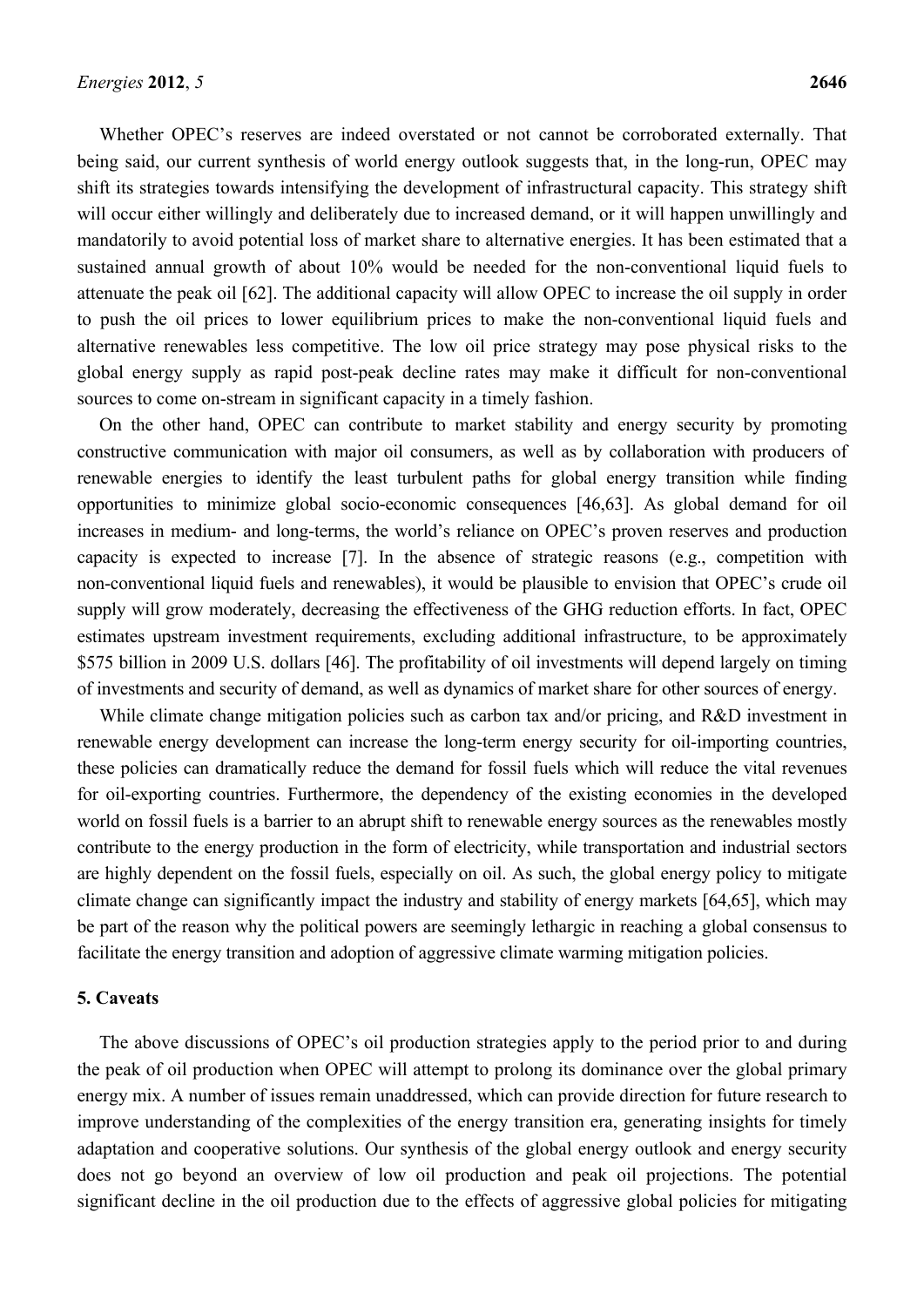Whether OPEC's reserves are indeed overstated or not cannot be corroborated externally. That being said, our current synthesis of world energy outlook suggests that, in the long-run, OPEC may shift its strategies towards intensifying the development of infrastructural capacity. This strategy shift will occur either willingly and deliberately due to increased demand, or it will happen unwillingly and mandatorily to avoid potential loss of market share to alternative energies. It has been estimated that a sustained annual growth of about 10% would be needed for the non-conventional liquid fuels to attenuate the peak oil [62]. The additional capacity will allow OPEC to increase the oil supply in order to push the oil prices to lower equilibrium prices to make the non-conventional liquid fuels and alternative renewables less competitive. The low oil price strategy may pose physical risks to the global energy supply as rapid post-peak decline rates may make it difficult for non-conventional sources to come on-stream in significant capacity in a timely fashion.

On the other hand, OPEC can contribute to market stability and energy security by promoting constructive communication with major oil consumers, as well as by collaboration with producers of renewable energies to identify the least turbulent paths for global energy transition while finding opportunities to minimize global socio-economic consequences [46,63]. As global demand for oil increases in medium- and long-terms, the world's reliance on OPEC's proven reserves and production capacity is expected to increase [7]. In the absence of strategic reasons (e.g., competition with non-conventional liquid fuels and renewables), it would be plausible to envision that OPEC's crude oil supply will grow moderately, decreasing the effectiveness of the GHG reduction efforts. In fact, OPEC estimates upstream investment requirements, excluding additional infrastructure, to be approximately $575 billion in 2009 U.S. dollars [46]. The profitability of oil investments will depend largely on timing of investments and security of demand, as well as dynamics of market share for other sources of energy.

While climate change mitigation policies such as carbon tax and/or pricing, and R&D investment in renewable energy development can increase the long-term energy security for oil-importing countries, these policies can dramatically reduce the demand for fossil fuels which will reduce the vital revenues for oil-exporting countries. Furthermore, the dependency of the existing economies in the developed world on fossil fuels is a barrier to an abrupt shift to renewable energy sources as the renewables mostly contribute to the energy production in the form of electricity, while transportation and industrial sectors are highly dependent on the fossil fuels, especially on oil. As such, the global energy policy to mitigate climate change can significantly impact the industry and stability of energy markets [64,65], which may be part of the reason why the political powers are seemingly lethargic in reaching a global consensus to facilitate the energy transition and adoption of aggressive climate warming mitigation policies.

## 5. Caveats

The above discussions of OPEC's oil production strategies apply to the period prior to and during the peak of oil production when OPEC will attempt to prolong its dominance over the global primary energy mix. A number of issues remain unaddressed, which can provide direction for future research to improve understanding of the complexities of the energy transition era, generating insights for timely adaptation and cooperative solutions. Our synthesis of the global energy outlook and energy security does not go beyond an overview of low oil production and peak oil projections. The potential significant decline in the oil production due to the effects of aggressive global policies for mitigating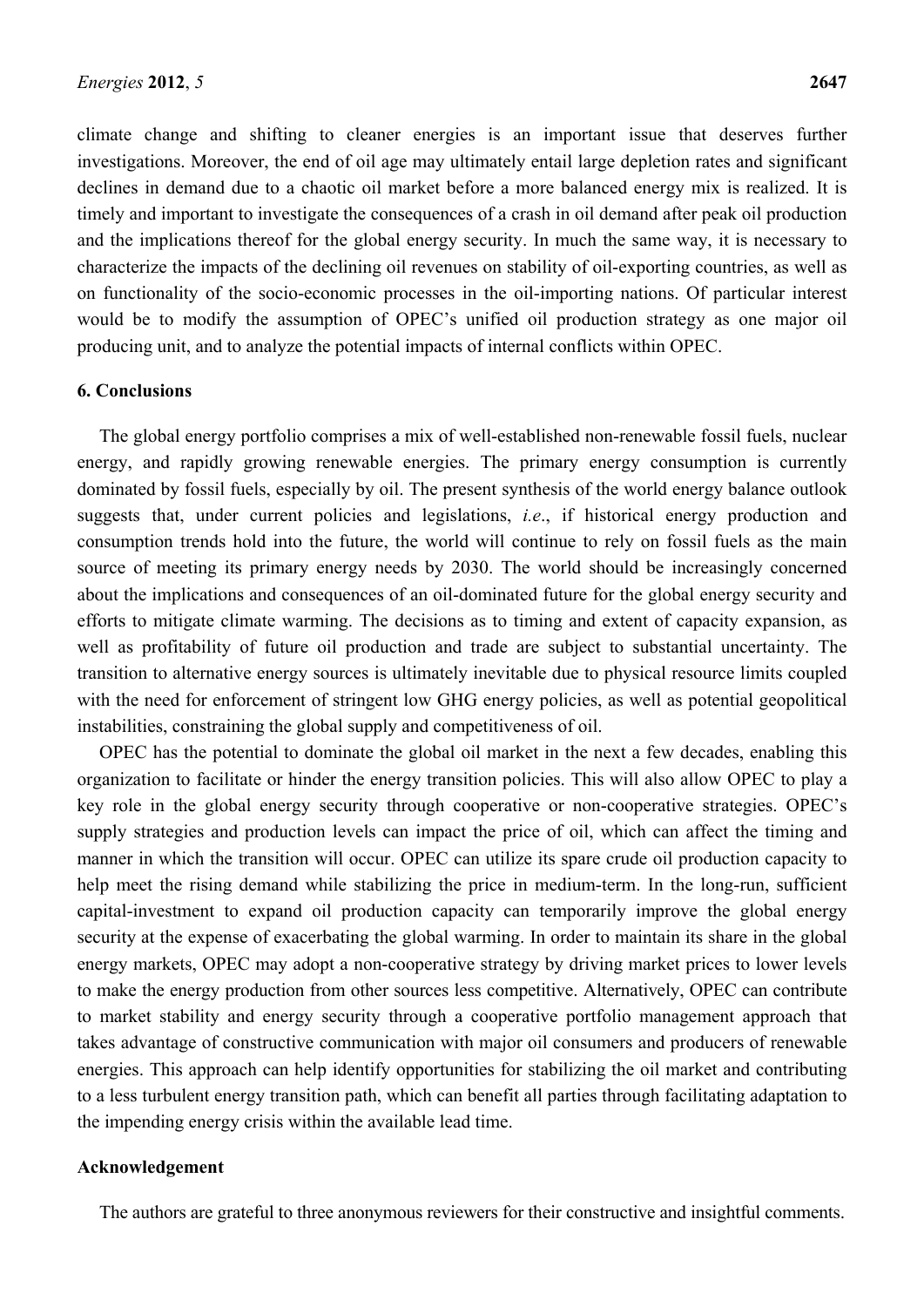climate change and shifting to cleaner energies is an important issue that deserves further investigations. Moreover, the end of oil age may ultimately entail large depletion rates and significant declines in demand due to a chaotic oil market before a more balanced energy mix is realized. It is timely and important to investigate the consequences of a crash in oil demand after peak oil production and the implications thereof for the global energy security. In much the same way, it is necessary to characterize the impacts of the declining oil revenues on stability of oil-exporting countries, as well as on functionality of the socio-economic processes in the oil-importing nations. Of particular interest would be to modify the assumption of OPEC's unified oil production strategy as one major oil producing unit, and to analyze the potential impacts of internal conflicts within OPEC.

## 6. Conclusions

The global energy portfolio comprises a mix of well-established non-renewable fossil fuels, nuclear energy, and rapidly growing renewable energies. The primary energy consumption is currently dominated by fossil fuels, especially by oil. The present synthesis of the world energy balance outlook suggests that, under current policies and legislations, *i.e.*, if historical energy production and consumption trends hold into the future, the world will continue to rely on fossil fuels as the main source of meeting its primary energy needs by 2030. The world should be increasingly concerned about the implications and consequences of an oil-dominated future for the global energy security and efforts to mitigate climate warming. The decisions as to timing and extent of capacity expansion, as well as profitability of future oil production and trade are subject to substantial uncertainty. The transition to alternative energy sources is ultimately inevitable due to physical resource limits coupled with the need for enforcement of stringent low GHG energy policies, as well as potential geopolitical instabilities, constraining the global supply and competitiveness of oil.

OPEC has the potential to dominate the global oil market in the next a few decades, enabling this organization to facilitate or hinder the energy transition policies. This will also allow OPEC to play a key role in the global energy security through cooperative or non-cooperative strategies. OPEC's supply strategies and production levels can impact the price of oil, which can affect the timing and manner in which the transition will occur. OPEC can utilize its spare crude oil production capacity to help meet the rising demand while stabilizing the price in medium-term. In the long-run, sufficient capital-investment to expand oil production capacity can temporarily improve the global energy security at the expense of exacerbating the global warming. In order to maintain its share in the global energy markets, OPEC may adopt a non-cooperative strategy by driving market prices to lower levels to make the energy production from other sources less competitive. Alternatively, OPEC can contribute to market stability and energy security through a cooperative portfolio management approach that takes advantage of constructive communication with major oil consumers and producers of renewable energies. This approach can help identify opportunities for stabilizing the oil market and contributing to a less turbulent energy transition path, which can benefit all parties through facilitating adaptation to the impending energy crisis within the available lead time.

## Acknowledgement

The authors are grateful to three anonymous reviewers for their constructive and insightful comments.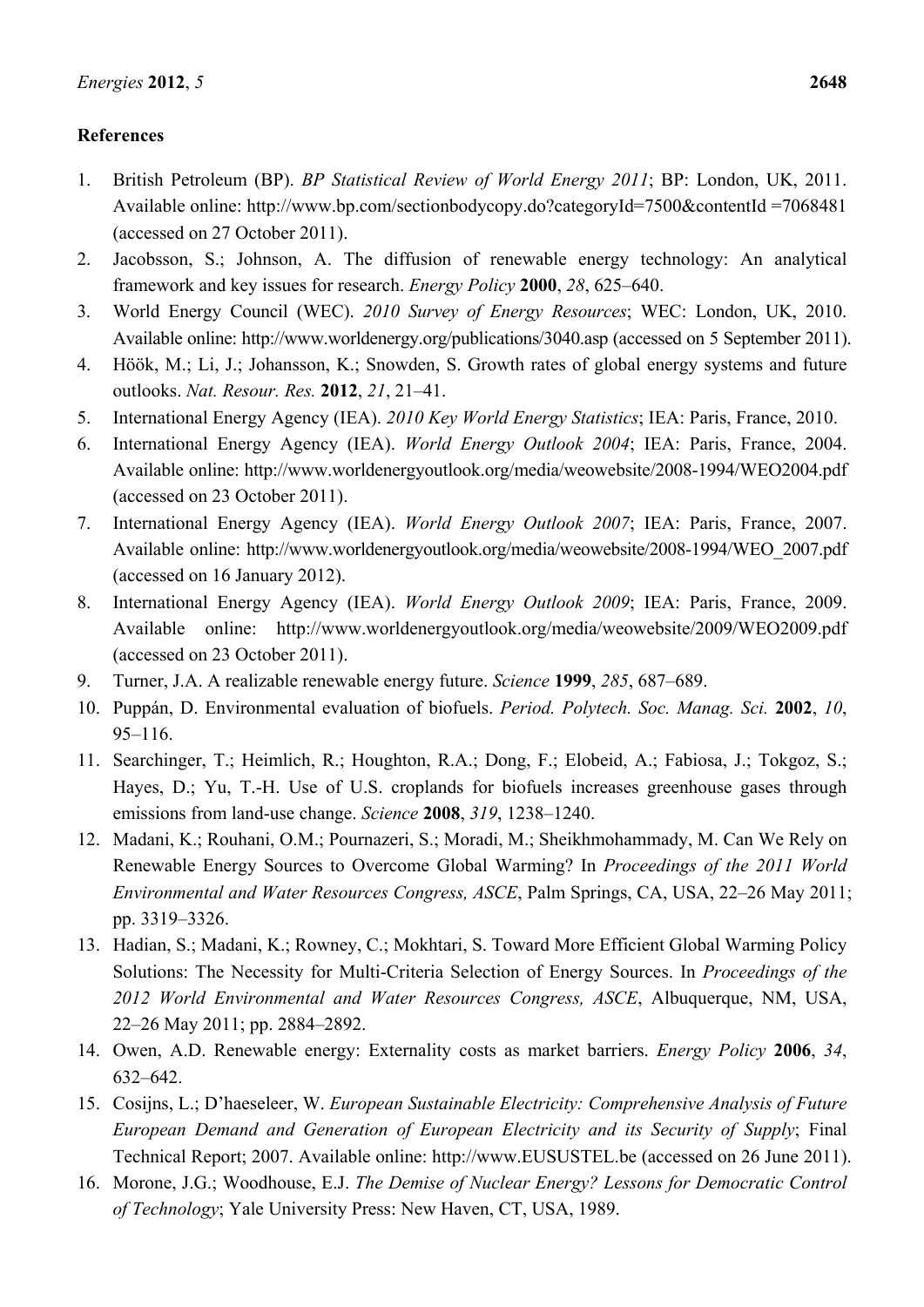## References

1. British Petroleum (BP). *BP Statistical Review of World Energy 2011*; BP: London, UK, 2011. Available online: http://www.bp.com/sectionbodycopy.do?categoryId=7500&contentId =7068481 (accessed on 27 October 2011).
2. Jacobsson, S.; Johnson, A. The diffusion of renewable energy technology: An analytical framework and key issues for research. *Energy Policy* **2000**, *28*, 625–640.
3. World Energy Council (WEC). *2010 Survey of Energy Resources*; WEC: London, UK, 2010. Available online: http://www.worldenergy.org/publications/3040.asp (accessed on 5 September 2011).
4. Höök, M.; Li, J.; Johansson, K.; Snowden, S. Growth rates of global energy systems and future outlooks. *Nat. Resour. Res.* **2012**, *21*, 21–41.
5. International Energy Agency (IEA). *2010 Key World Energy Statistics*; IEA: Paris, France, 2010.
6. International Energy Agency (IEA). *World Energy Outlook 2004*; IEA: Paris, France, 2004. Available online: http://www.worldenergyoutlook.org/media/weowebsite/2008-1994/WEO2004.pdf (accessed on 23 October 2011).
7. International Energy Agency (IEA). *World Energy Outlook 2007*; IEA: Paris, France, 2007. Available online: http://www.worldenergyoutlook.org/media/weowebsite/2008-1994/WEO_2007.pdf (accessed on 16 January 2012).
8. International Energy Agency (IEA). *World Energy Outlook 2009*; IEA: Paris, France, 2009. Available online: http://www.worldenergyoutlook.org/media/weowebsite/2009/WEO2009.pdf (accessed on 23 October 2011).
9. Turner, J.A. A realizable renewable energy future. *Science* **1999**, *285*, 687–689.
10. Puppán, D. Environmental evaluation of biofuels. *Period. Polytech. Soc. Manag. Sci.* **2002**, *10*, 95–116.
11. Searchinger, T.; Heimlich, R.; Houghton, R.A.; Dong, F.; Elobeid, A.; Fabiosa, J.; Tokgoz, S.; Hayes, D.; Yu, T.-H. Use of U.S. croplands for biofuels increases greenhouse gases through emissions from land-use change. *Science* **2008**, *319*, 1238–1240.
12. Madani, K.; Rouhani, O.M.; Pournazeri, S.; Moradi, M.; Sheikhmohammady, M. Can We Rely on Renewable Energy Sources to Overcome Global Warming? In *Proceedings of the 2011 World Environmental and Water Resources Congress, ASCE*, Palm Springs, CA, USA, 22–26 May 2011; pp. 3319–3326.
13. Hadian, S.; Madani, K.; Rowney, C.; Mokhtari, S. Toward More Efficient Global Warming Policy Solutions: The Necessity for Multi-Criteria Selection of Energy Sources. In *Proceedings of the 2012 World Environmental and Water Resources Congress, ASCE*, Albuquerque, NM, USA, 22–26 May 2011; pp. 2884–2892.
14. Owen, A.D. Renewable energy: Externality costs as market barriers. *Energy Policy* **2006**, *34*, 632–642.
15. Cosijns, L.; D'haeseleer, W. *European Sustainable Electricity: Comprehensive Analysis of Future European Demand and Generation of European Electricity and its Security of Supply*; Final Technical Report; 2007. Available online: http://www.EUSUSTEL.be (accessed on 26 June 2011).
16. Morone, J.G.; Woodhouse, E.J. *The Demise of Nuclear Energy? Lessons for Democratic Control of Technology*; Yale University Press: New Haven, CT, USA, 1989.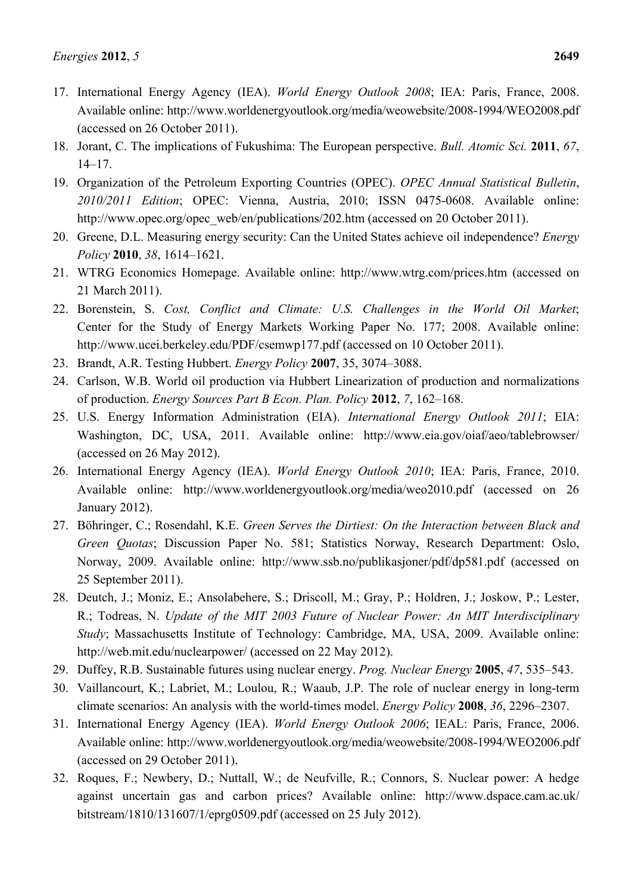17. International Energy Agency (IEA). *World Energy Outlook 2008*; IEA: Paris, France, 2008. Available online: http://www.worldenergyoutlook.org/media/weowebsite/2008-1994/WEO2008.pdf (accessed on 26 October 2011).
18. Jorant, C. The implications of Fukushima: The European perspective. *Bull. Atomic Sci.* **2011**, *67*, 14–17.
19. Organization of the Petroleum Exporting Countries (OPEC). *OPEC Annual Statistical Bulletin, 2010/2011 Edition*; OPEC: Vienna, Austria, 2010; ISSN 0475-0608. Available online: http://www.opec.org/opec_web/en/publications/202.htm (accessed on 20 October 2011).
20. Greene, D.L. Measuring energy security: Can the United States achieve oil independence? *Energy Policy* **2010**, *38*, 1614–1621.
21. WTRG Economics Homepage. Available online: http://www.wtrg.com/prices.htm (accessed on 21 March 2011).
22. Borenstein, S. *Cost, Conflict and Climate: U.S. Challenges in the World Oil Market*; Center for the Study of Energy Markets Working Paper No. 177; 2008. Available online: http://www.ucei.berkeley.edu/PDF/csemwp177.pdf (accessed on 10 October 2011).
23. Brandt, A.R. Testing Hubbert. *Energy Policy* **2007**, 35, 3074–3088.
24. Carlson, W.B. World oil production via Hubbert Linearization of production and normalizations of production. *Energy Sources Part B Econ. Plan. Policy* **2012**, *7*, 162–168.
25. U.S. Energy Information Administration (EIA). *International Energy Outlook 2011*; EIA: Washington, DC, USA, 2011. Available online: http://www.eia.gov/oiaf/aeo/tablebrowser/ (accessed on 26 May 2012).
26. International Energy Agency (IEA). *World Energy Outlook 2010*; IEA: Paris, France, 2010. Available online: http://www.worldenergyoutlook.org/media/weo2010.pdf (accessed on 26 January 2012).
27. Böhringer, C.; Rosendahl, K.E. *Green Serves the Dirtiest: On the Interaction between Black and Green Quotas*; Discussion Paper No. 581; Statistics Norway, Research Department: Oslo, Norway, 2009. Available online: http://www.ssb.no/publikasjoner/pdf/dp581.pdf (accessed on 25 September 2011).
28. Deutch, J.; Moniz, E.; Ansolabehere, S.; Driscoll, M.; Gray, P.; Holdren, J.; Joskow, P.; Lester, R.; Todreas, N. *Update of the MIT 2003 Future of Nuclear Power: An MIT Interdisciplinary Study*; Massachusetts Institute of Technology: Cambridge, MA, USA, 2009. Available online: http://web.mit.edu/nuclearpower/ (accessed on 22 May 2012).
29. Duffey, R.B. Sustainable futures using nuclear energy. *Prog. Nuclear Energy* **2005**, *47*, 535–543.
30. Vaillancourt, K.; Labriet, M.; Loulou, R.; Waaub, J.P. The role of nuclear energy in long-term climate scenarios: An analysis with the world-times model. *Energy Policy* **2008**, *36*, 2296–2307.
31. International Energy Agency (IEA). *World Energy Outlook 2006*; IEAL: Paris, France, 2006. Available online: http://www.worldenergyoutlook.org/media/weowebsite/2008-1994/WEO2006.pdf (accessed on 29 October 2011).
32. Roques, F.; Newbery, D.; Nuttall, W.; de Neufville, R.; Connors, S. Nuclear power: A hedge against uncertain gas and carbon prices? Available online: http://www.dspace.cam.ac.uk/bitstream/1810/131607/1/eprg0509.pdf (accessed on 25 July 2012).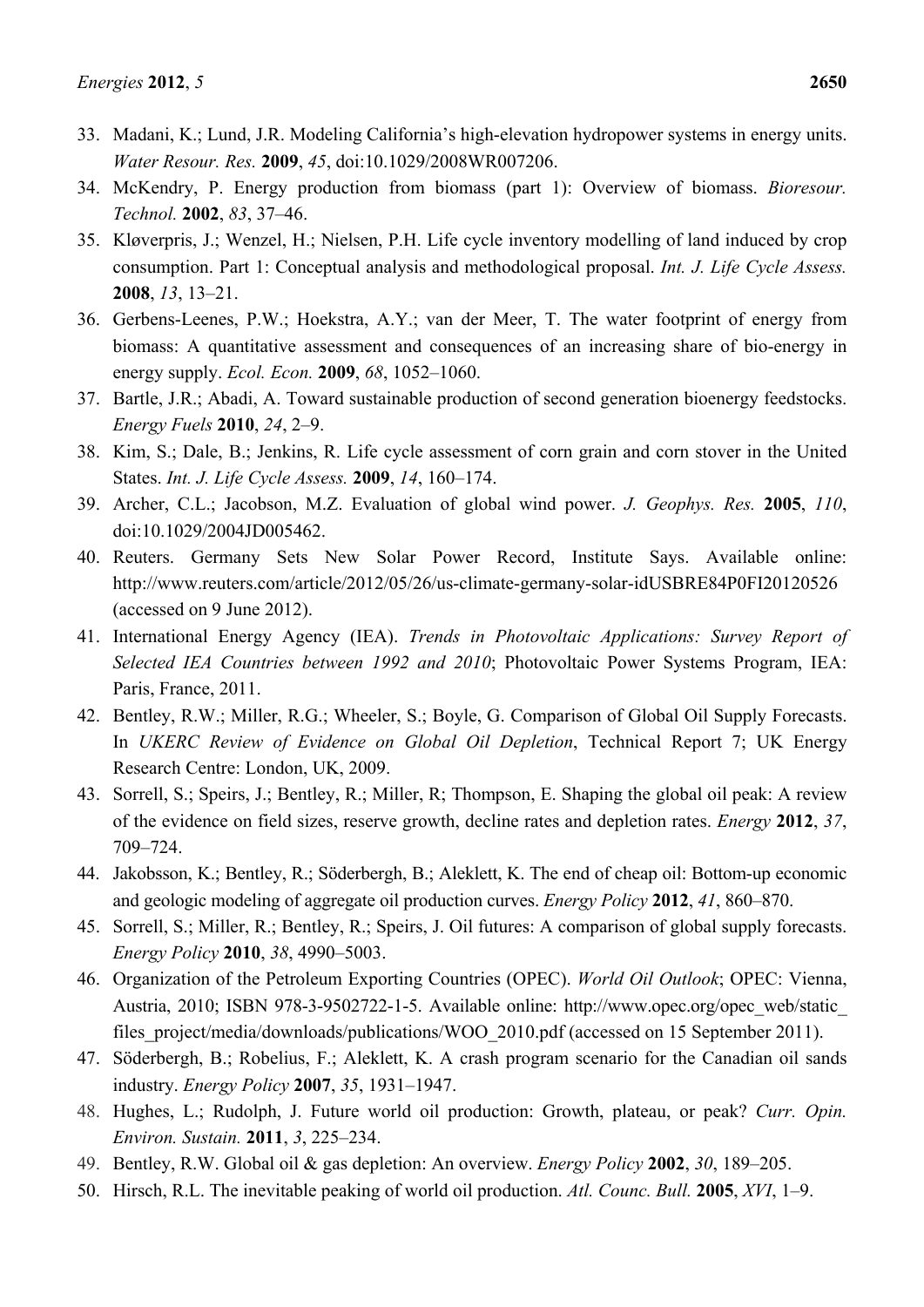33. Madani, K.; Lund, J.R. Modeling California's high-elevation hydropower systems in energy units. *Water Resour. Res.* **2009**, *45*, doi:10.1029/2008WR007206.
34. McKendry, P. Energy production from biomass (part 1): Overview of biomass. *Bioresour. Technol.* **2002**, *83*, 37–46.
35. Kløverpris, J.; Wenzel, H.; Nielsen, P.H. Life cycle inventory modelling of land induced by crop consumption. Part 1: Conceptual analysis and methodological proposal. *Int. J. Life Cycle Assess.* **2008**, *13*, 13–21.
36. Gerbens-Leenes, P.W.; Hoekstra, A.Y.; van der Meer, T. The water footprint of energy from biomass: A quantitative assessment and consequences of an increasing share of bio-energy in energy supply. *Ecol. Econ.* **2009**, *68*, 1052–1060.
37. Bartle, J.R.; Abadi, A. Toward sustainable production of second generation bioenergy feedstocks. *Energy Fuels* **2010**, *24*, 2–9.
38. Kim, S.; Dale, B.; Jenkins, R. Life cycle assessment of corn grain and corn stover in the United States. *Int. J. Life Cycle Assess.* **2009**, *14*, 160–174.
39. Archer, C.L.; Jacobson, M.Z. Evaluation of global wind power. *J. Geophys. Res.* **2005**, *110*, doi:10.1029/2004JD005462.
40. Reuters. Germany Sets New Solar Power Record, Institute Says. Available online: http://www.reuters.com/article/2012/05/26/us-climate-germany-solar-idUSBRE84P0FI20120526 (accessed on 9 June 2012).
41. International Energy Agency (IEA). *Trends in Photovoltaic Applications: Survey Report of Selected IEA Countries between 1992 and 2010*; Photovoltaic Power Systems Program, IEA: Paris, France, 2011.
42. Bentley, R.W.; Miller, R.G.; Wheeler, S.; Boyle, G. Comparison of Global Oil Supply Forecasts. In *UKERC Review of Evidence on Global Oil Depletion*, Technical Report 7; UK Energy Research Centre: London, UK, 2009.
43. Sorrell, S.; Speirs, J.; Bentley, R.; Miller, R; Thompson, E. Shaping the global oil peak: A review of the evidence on field sizes, reserve growth, decline rates and depletion rates. *Energy* **2012**, *37*, 709–724.
44. Jakobsson, K.; Bentley, R.; Söderbergh, B.; Aleklett, K. The end of cheap oil: Bottom-up economic and geologic modeling of aggregate oil production curves. *Energy Policy* **2012**, *41*, 860–870.
45. Sorrell, S.; Miller, R.; Bentley, R.; Speirs, J. Oil futures: A comparison of global supply forecasts. *Energy Policy* **2010**, *38*, 4990–5003.
46. Organization of the Petroleum Exporting Countries (OPEC). *World Oil Outlook*; OPEC: Vienna, Austria, 2010; ISBN 978-3-9502722-1-5. Available online: http://www.opec.org/opec_web/static_files_project/media/downloads/publications/WOO_2010.pdf (accessed on 15 September 2011).
47. Söderbergh, B.; Robelius, F.; Aleklett, K. A crash program scenario for the Canadian oil sands industry. *Energy Policy* **2007**, *35*, 1931–1947.
48. Hughes, L.; Rudolph, J. Future world oil production: Growth, plateau, or peak? *Curr. Opin. Environ. Sustain.* **2011**, *3*, 225–234.
49. Bentley, R.W. Global oil & gas depletion: An overview. *Energy Policy* **2002**, *30*, 189–205.
50. Hirsch, R.L. The inevitable peaking of world oil production. *Atl. Counc. Bull.* **2005**, *XVI*, 1–9.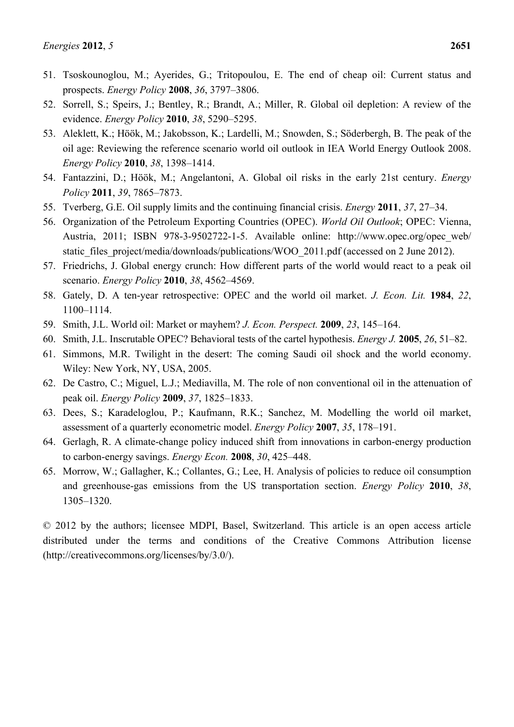51. Tsoskounoglou, M.; Ayerides, G.; Tritopoulou, E. The end of cheap oil: Current status and prospects. *Energy Policy* **2008**, *36*, 3797–3806.
52. Sorrell, S.; Speirs, J.; Bentley, R.; Brandt, A.; Miller, R. Global oil depletion: A review of the evidence. *Energy Policy* **2010**, *38*, 5290–5295.
53. Aleklett, K.; Höök, M.; Jakobsson, K.; Lardelli, M.; Snowden, S.; Söderbergh, B. The peak of the oil age: Reviewing the reference scenario world oil outlook in IEA World Energy Outlook 2008. *Energy Policy* **2010**, *38*, 1398–1414.
54. Fantazzini, D.; Höök, M.; Angelantoni, A. Global oil risks in the early 21st century. *Energy Policy* **2011**, *39*, 7865–7873.
55. Tverberg, G.E. Oil supply limits and the continuing financial crisis. *Energy* **2011**, *37*, 27–34.
56. Organization of the Petroleum Exporting Countries (OPEC). *World Oil Outlook*; OPEC: Vienna, Austria, 2011; ISBN 978-3-9502722-1-5. Available online: http://www.opec.org/opec_web/static_files_project/media/downloads/publications/WOO_2011.pdf (accessed on 2 June 2012).
57. Friedrichs, J. Global energy crunch: How different parts of the world would react to a peak oil scenario. *Energy Policy* **2010**, *38*, 4562–4569.
58. Gately, D. A ten-year retrospective: OPEC and the world oil market. *J. Econ. Lit.* **1984**, *22*, 1100–1114.
59. Smith, J.L. World oil: Market or mayhem? *J. Econ. Perspect.* **2009**, *23*, 145–164.
60. Smith, J.L. Inscrutable OPEC? Behavioral tests of the cartel hypothesis. *Energy J.* **2005**, *26*, 51–82.
61. Simmons, M.R. Twilight in the desert: The coming Saudi oil shock and the world economy. Wiley: New York, NY, USA, 2005.
62. De Castro, C.; Miguel, L.J.; Mediavilla, M. The role of non conventional oil in the attenuation of peak oil. *Energy Policy* **2009**, *37*, 1825–1833.
63. Dees, S.; Karadeloglou, P.; Kaufmann, R.K.; Sanchez, M. Modelling the world oil market, assessment of a quarterly econometric model. *Energy Policy* **2007**, *35*, 178–191.
64. Gerlagh, R. A climate-change policy induced shift from innovations in carbon-energy production to carbon-energy savings. *Energy Econ.* **2008**, *30*, 425–448.
65. Morrow, W.; Gallagher, K.; Collantes, G.; Lee, H. Analysis of policies to reduce oil consumption and greenhouse-gas emissions from the US transportation section. *Energy Policy* **2010**, *38*, 1305–1320.

© 2012 by the authors; licensee MDPI, Basel, Switzerland. This article is an open access article distributed under the terms and conditions of the Creative Commons Attribution license (http://creativecommons.org/licenses/by/3.0/).